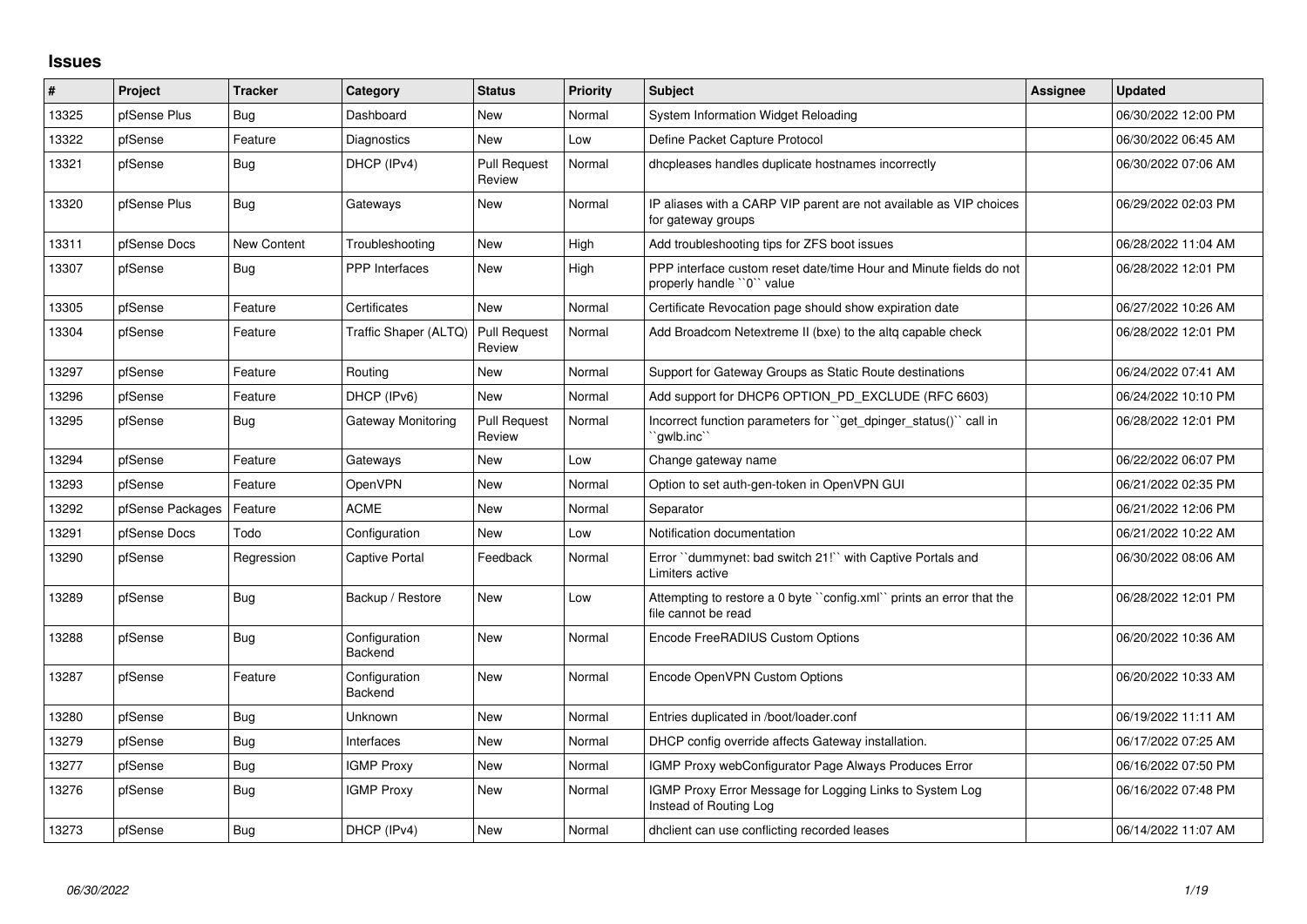## Issues

| # | Project | Tracker | Category | Status | Priority | Subject | Assignee | Updated |
|---|---|---|---|---|---|---|---|---|
| 13325 | pfSense Plus | Bug | Dashboard | New | Normal | System Information Widget Reloading | | 06/30/2022 12:00 PM |
| 13322 | pfSense | Feature | Diagnostics | New | Low | Define Packet Capture Protocol | | 06/30/2022 06:45 AM |
| 13321 | pfSense | Bug | DHCP (IPv4) | Pull Request Review | Normal | dhcpleases handles duplicate hostnames incorrectly | | 06/30/2022 07:06 AM |
| 13320 | pfSense Plus | Bug | Gateways | New | Normal | IP aliases with a CARP VIP parent are not available as VIP choices for gateway groups | | 06/29/2022 02:03 PM |
| 13311 | pfSense Docs | New Content | Troubleshooting | New | High | Add troubleshooting tips for ZFS boot issues | | 06/28/2022 11:04 AM |
| 13307 | pfSense | Bug | PPP Interfaces | New | High | PPP interface custom reset date/time Hour and Minute fields do not properly handle ``0`` value | | 06/28/2022 12:01 PM |
| 13305 | pfSense | Feature | Certificates | New | Normal | Certificate Revocation page should show expiration date | | 06/27/2022 10:26 AM |
| 13304 | pfSense | Feature | Traffic Shaper (ALTQ) | Pull Request Review | Normal | Add Broadcom Netextreme II (bxe) to the altq capable check | | 06/28/2022 12:01 PM |
| 13297 | pfSense | Feature | Routing | New | Normal | Support for Gateway Groups as Static Route destinations | | 06/24/2022 07:41 AM |
| 13296 | pfSense | Feature | DHCP (IPv6) | New | Normal | Add support for DHCP6 OPTION_PD_EXCLUDE (RFC 6603) | | 06/24/2022 10:10 PM |
| 13295 | pfSense | Bug | Gateway Monitoring | Pull Request Review | Normal | Incorrect function parameters for ``get_dpinger_status()`` call in ``gwlb.inc`` | | 06/28/2022 12:01 PM |
| 13294 | pfSense | Feature | Gateways | New | Low | Change gateway name | | 06/22/2022 06:07 PM |
| 13293 | pfSense | Feature | OpenVPN | New | Normal | Option to set auth-gen-token in OpenVPN GUI | | 06/21/2022 02:35 PM |
| 13292 | pfSense Packages | Feature | ACME | New | Normal | Separator | | 06/21/2022 12:06 PM |
| 13291 | pfSense Docs | Todo | Configuration | New | Low | Notification documentation | | 06/21/2022 10:22 AM |
| 13290 | pfSense | Regression | Captive Portal | Feedback | Normal | Error ``dummynet: bad switch 21!`` with Captive Portals and Limiters active | | 06/30/2022 08:06 AM |
| 13289 | pfSense | Bug | Backup / Restore | New | Low | Attempting to restore a 0 byte ``config.xml`` prints an error that the file cannot be read | | 06/28/2022 12:01 PM |
| 13288 | pfSense | Bug | Configuration Backend | New | Normal | Encode FreeRADIUS Custom Options | | 06/20/2022 10:36 AM |
| 13287 | pfSense | Feature | Configuration Backend | New | Normal | Encode OpenVPN Custom Options | | 06/20/2022 10:33 AM |
| 13280 | pfSense | Bug | Unknown | New | Normal | Entries duplicated in /boot/loader.conf | | 06/19/2022 11:11 AM |
| 13279 | pfSense | Bug | Interfaces | New | Normal | DHCP config override affects Gateway installation. | | 06/17/2022 07:25 AM |
| 13277 | pfSense | Bug | IGMP Proxy | New | Normal | IGMP Proxy webConfigurator Page Always Produces Error | | 06/16/2022 07:50 PM |
| 13276 | pfSense | Bug | IGMP Proxy | New | Normal | IGMP Proxy Error Message for Logging Links to System Log Instead of Routing Log | | 06/16/2022 07:48 PM |
| 13273 | pfSense | Bug | DHCP (IPv4) | New | Normal | dhclient can use conflicting recorded leases | | 06/14/2022 11:07 AM |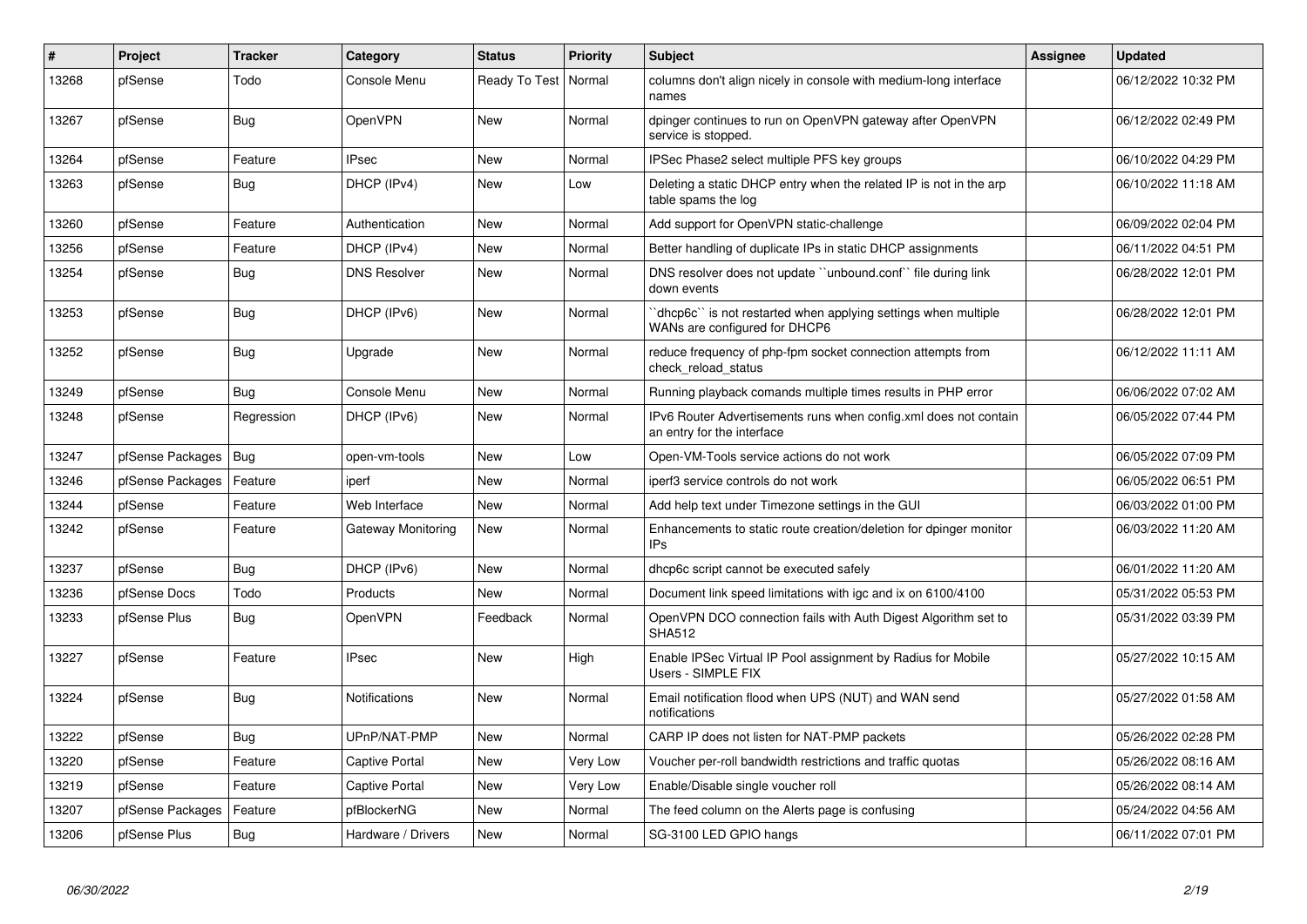| # | Project | Tracker | Category | Status | Priority | Subject | Assignee | Updated |
|---|---|---|---|---|---|---|---|---|
| 13268 | pfSense | Todo | Console Menu | Ready To Test | Normal | columns don't align nicely in console with medium-long interface names | | 06/12/2022 10:32 PM |
| 13267 | pfSense | Bug | OpenVPN | New | Normal | dpinger continues to run on OpenVPN gateway after OpenVPN service is stopped. | | 06/12/2022 02:49 PM |
| 13264 | pfSense | Feature | IPsec | New | Normal | IPSec Phase2 select multiple PFS key groups | | 06/10/2022 04:29 PM |
| 13263 | pfSense | Bug | DHCP (IPv4) | New | Low | Deleting a static DHCP entry when the related IP is not in the arp table spams the log | | 06/10/2022 11:18 AM |
| 13260 | pfSense | Feature | Authentication | New | Normal | Add support for OpenVPN static-challenge | | 06/09/2022 02:04 PM |
| 13256 | pfSense | Feature | DHCP (IPv4) | New | Normal | Better handling of duplicate IPs in static DHCP assignments | | 06/11/2022 04:51 PM |
| 13254 | pfSense | Bug | DNS Resolver | New | Normal | DNS resolver does not update ``unbound.conf`` file during link down events | | 06/28/2022 12:01 PM |
| 13253 | pfSense | Bug | DHCP (IPv6) | New | Normal | ``dhcp6c`` is not restarted when applying settings when multiple WANs are configured for DHCP6 | | 06/28/2022 12:01 PM |
| 13252 | pfSense | Bug | Upgrade | New | Normal | reduce frequency of php-fpm socket connection attempts from check_reload_status | | 06/12/2022 11:11 AM |
| 13249 | pfSense | Bug | Console Menu | New | Normal | Running playback comands multiple times results in PHP error | | 06/06/2022 07:02 AM |
| 13248 | pfSense | Regression | DHCP (IPv6) | New | Normal | IPv6 Router Advertisements runs when config.xml does not contain an entry for the interface | | 06/05/2022 07:44 PM |
| 13247 | pfSense Packages | Bug | open-vm-tools | New | Low | Open-VM-Tools service actions do not work | | 06/05/2022 07:09 PM |
| 13246 | pfSense Packages | Feature | iperf | New | Normal | iperf3 service controls do not work | | 06/05/2022 06:51 PM |
| 13244 | pfSense | Feature | Web Interface | New | Normal | Add help text under Timezone settings in the GUI | | 06/03/2022 01:00 PM |
| 13242 | pfSense | Feature | Gateway Monitoring | New | Normal | Enhancements to static route creation/deletion for dpinger monitor IPs | | 06/03/2022 11:20 AM |
| 13237 | pfSense | Bug | DHCP (IPv6) | New | Normal | dhcp6c script cannot be executed safely | | 06/01/2022 11:20 AM |
| 13236 | pfSense Docs | Todo | Products | New | Normal | Document link speed limitations with igc and ix on 6100/4100 | | 05/31/2022 05:53 PM |
| 13233 | pfSense Plus | Bug | OpenVPN | Feedback | Normal | OpenVPN DCO connection fails with Auth Digest Algorithm set to SHA512 | | 05/31/2022 03:39 PM |
| 13227 | pfSense | Feature | IPsec | New | High | Enable IPSec Virtual IP Pool assignment by Radius for Mobile Users - SIMPLE FIX | | 05/27/2022 10:15 AM |
| 13224 | pfSense | Bug | Notifications | New | Normal | Email notification flood when UPS (NUT) and WAN send notifications | | 05/27/2022 01:58 AM |
| 13222 | pfSense | Bug | UPnP/NAT-PMP | New | Normal | CARP IP does not listen for NAT-PMP packets | | 05/26/2022 02:28 PM |
| 13220 | pfSense | Feature | Captive Portal | New | Very Low | Voucher per-roll bandwidth restrictions and traffic quotas | | 05/26/2022 08:16 AM |
| 13219 | pfSense | Feature | Captive Portal | New | Very Low | Enable/Disable single voucher roll | | 05/26/2022 08:14 AM |
| 13207 | pfSense Packages | Feature | pfBlockerNG | New | Normal | The feed column on the Alerts page is confusing | | 05/24/2022 04:56 AM |
| 13206 | pfSense Plus | Bug | Hardware / Drivers | New | Normal | SG-3100 LED GPIO hangs | | 06/11/2022 07:01 PM |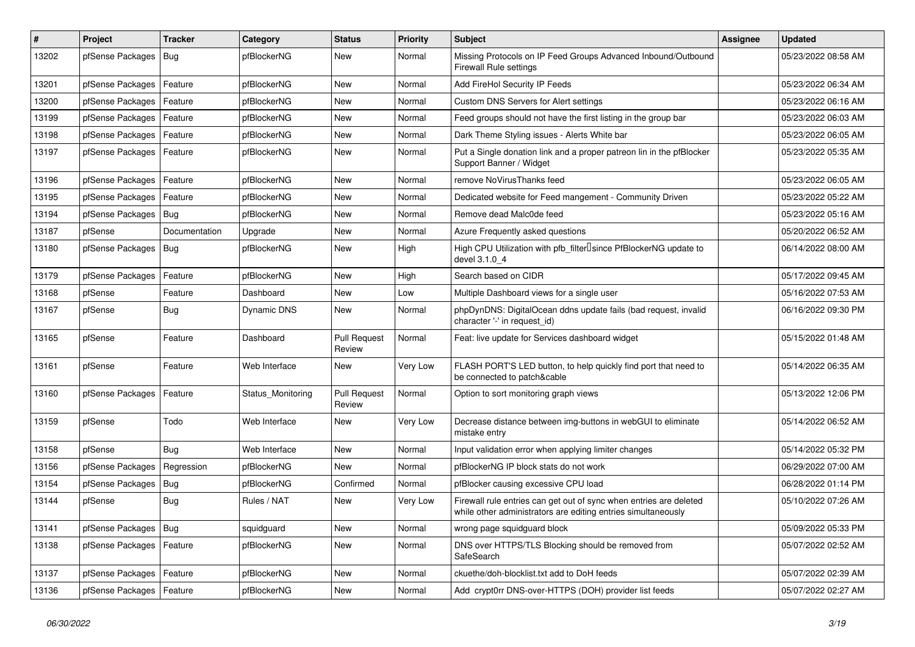| # | Project | Tracker | Category | Status | Priority | Subject | Assignee | Updated |
|---|---|---|---|---|---|---|---|---|
| 13202 | pfSense Packages | Bug | pfBlockerNG | New | Normal | Missing Protocols on IP Feed Groups Advanced Inbound/Outbound Firewall Rule settings | | 05/23/2022 08:58 AM |
| 13201 | pfSense Packages | Feature | pfBlockerNG | New | Normal | Add FireHol Security IP Feeds | | 05/23/2022 06:34 AM |
| 13200 | pfSense Packages | Feature | pfBlockerNG | New | Normal | Custom DNS Servers for Alert settings | | 05/23/2022 06:16 AM |
| 13199 | pfSense Packages | Feature | pfBlockerNG | New | Normal | Feed groups should not have the first listing in the group bar | | 05/23/2022 06:03 AM |
| 13198 | pfSense Packages | Feature | pfBlockerNG | New | Normal | Dark Theme Styling issues - Alerts White bar | | 05/23/2022 06:05 AM |
| 13197 | pfSense Packages | Feature | pfBlockerNG | New | Normal | Put a Single donation link and a proper patreon lin in the pfBlocker Support Banner / Widget | | 05/23/2022 05:35 AM |
| 13196 | pfSense Packages | Feature | pfBlockerNG | New | Normal | remove NoVirusThanks feed | | 05/23/2022 06:05 AM |
| 13195 | pfSense Packages | Feature | pfBlockerNG | New | Normal | Dedicated website for Feed mangement - Community Driven | | 05/23/2022 05:22 AM |
| 13194 | pfSense Packages | Bug | pfBlockerNG | New | Normal | Remove dead Malc0de feed | | 05/23/2022 05:16 AM |
| 13187 | pfSense | Documentation | Upgrade | New | Normal | Azure Frequently asked questions | | 05/20/2022 06:52 AM |
| 13180 | pfSense Packages | Bug | pfBlockerNG | New | High | High CPU Utilization with pfb_filter since PfBlockerNG update to devel 3.1.0_4 | | 06/14/2022 08:00 AM |
| 13179 | pfSense Packages | Feature | pfBlockerNG | New | High | Search based on CIDR | | 05/17/2022 09:45 AM |
| 13168 | pfSense | Feature | Dashboard | New | Low | Multiple Dashboard views for a single user | | 05/16/2022 07:53 AM |
| 13167 | pfSense | Bug | Dynamic DNS | New | Normal | phpDynDNS: DigitalOcean ddns update fails (bad request, invalid character '-' in request_id) | | 06/16/2022 09:30 PM |
| 13165 | pfSense | Feature | Dashboard | Pull Request Review | Normal | Feat: live update for Services dashboard widget | | 05/15/2022 01:48 AM |
| 13161 | pfSense | Feature | Web Interface | New | Very Low | FLASH PORT'S LED button, to help quickly find port that need to be connected to patch&cable | | 05/14/2022 06:35 AM |
| 13160 | pfSense Packages | Feature | Status_Monitoring | Pull Request Review | Normal | Option to sort monitoring graph views | | 05/13/2022 12:06 PM |
| 13159 | pfSense | Todo | Web Interface | New | Very Low | Decrease distance between img-buttons in webGUI to eliminate mistake entry | | 05/14/2022 06:52 AM |
| 13158 | pfSense | Bug | Web Interface | New | Normal | Input validation error when applying limiter changes | | 05/14/2022 05:32 PM |
| 13156 | pfSense Packages | Regression | pfBlockerNG | New | Normal | pfBlockerNG IP block stats do not work | | 06/29/2022 07:00 AM |
| 13154 | pfSense Packages | Bug | pfBlockerNG | Confirmed | Normal | pfBlocker causing excessive CPU load | | 06/28/2022 01:14 PM |
| 13144 | pfSense | Bug | Rules / NAT | New | Very Low | Firewall rule entries can get out of sync when entries are deleted while other administrators are editing entries simultaneously | | 05/10/2022 07:26 AM |
| 13141 | pfSense Packages | Bug | squidguard | New | Normal | wrong page squidguard block | | 05/09/2022 05:33 PM |
| 13138 | pfSense Packages | Feature | pfBlockerNG | New | Normal | DNS over HTTPS/TLS Blocking should be removed from SafeSearch | | 05/07/2022 02:52 AM |
| 13137 | pfSense Packages | Feature | pfBlockerNG | New | Normal | ckuethe/doh-blocklist.txt add to DoH feeds | | 05/07/2022 02:39 AM |
| 13136 | pfSense Packages | Feature | pfBlockerNG | New | Normal | Add crypt0rr DNS-over-HTTPS (DOH) provider list feeds | | 05/07/2022 02:27 AM |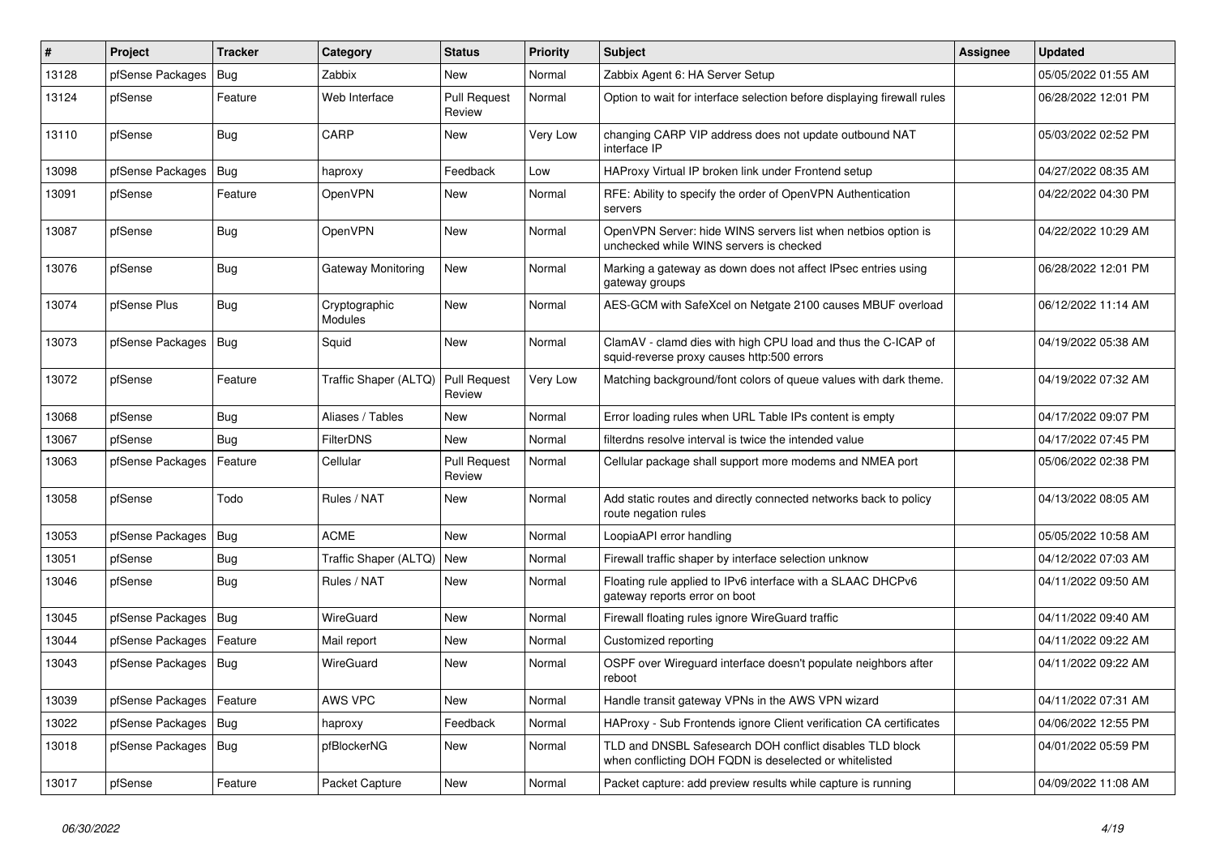| # | Project | Tracker | Category | Status | Priority | Subject | Assignee | Updated |
|---|---|---|---|---|---|---|---|---|
| 13128 | pfSense Packages | Bug | Zabbix | New | Normal | Zabbix Agent 6: HA Server Setup | | 05/05/2022 01:55 AM |
| 13124 | pfSense | Feature | Web Interface | Pull Request Review | Normal | Option to wait for interface selection before displaying firewall rules | | 06/28/2022 12:01 PM |
| 13110 | pfSense | Bug | CARP | New | Very Low | changing CARP VIP address does not update outbound NAT interface IP | | 05/03/2022 02:52 PM |
| 13098 | pfSense Packages | Bug | haproxy | Feedback | Low | HAProxy Virtual IP broken link under Frontend setup | | 04/27/2022 08:35 AM |
| 13091 | pfSense | Feature | OpenVPN | New | Normal | RFE: Ability to specify the order of OpenVPN Authentication servers | | 04/22/2022 04:30 PM |
| 13087 | pfSense | Bug | OpenVPN | New | Normal | OpenVPN Server: hide WINS servers list when netbios option is unchecked while WINS servers is checked | | 04/22/2022 10:29 AM |
| 13076 | pfSense | Bug | Gateway Monitoring | New | Normal | Marking a gateway as down does not affect IPsec entries using gateway groups | | 06/28/2022 12:01 PM |
| 13074 | pfSense Plus | Bug | Cryptographic Modules | New | Normal | AES-GCM with SafeXcel on Netgate 2100 causes MBUF overload | | 06/12/2022 11:14 AM |
| 13073 | pfSense Packages | Bug | Squid | New | Normal | ClamAV - clamd dies with high CPU load and thus the C-ICAP of squid-reverse proxy causes http:500 errors | | 04/19/2022 05:38 AM |
| 13072 | pfSense | Feature | Traffic Shaper (ALTQ) | Pull Request Review | Very Low | Matching background/font colors of queue values with dark theme. | | 04/19/2022 07:32 AM |
| 13068 | pfSense | Bug | Aliases / Tables | New | Normal | Error loading rules when URL Table IPs content is empty | | 04/17/2022 09:07 PM |
| 13067 | pfSense | Bug | FilterDNS | New | Normal | filterdns resolve interval is twice the intended value | | 04/17/2022 07:45 PM |
| 13063 | pfSense Packages | Feature | Cellular | Pull Request Review | Normal | Cellular package shall support more modems and NMEA port | | 05/06/2022 02:38 PM |
| 13058 | pfSense | Todo | Rules / NAT | New | Normal | Add static routes and directly connected networks back to policy route negation rules | | 04/13/2022 08:05 AM |
| 13053 | pfSense Packages | Bug | ACME | New | Normal | LoopiaAPI error handling | | 05/05/2022 10:58 AM |
| 13051 | pfSense | Bug | Traffic Shaper (ALTQ) | New | Normal | Firewall traffic shaper by interface selection unknow | | 04/12/2022 07:03 AM |
| 13046 | pfSense | Bug | Rules / NAT | New | Normal | Floating rule applied to IPv6 interface with a SLAAC DHCPv6 gateway reports error on boot | | 04/11/2022 09:50 AM |
| 13045 | pfSense Packages | Bug | WireGuard | New | Normal | Firewall floating rules ignore WireGuard traffic | | 04/11/2022 09:40 AM |
| 13044 | pfSense Packages | Feature | Mail report | New | Normal | Customized reporting | | 04/11/2022 09:22 AM |
| 13043 | pfSense Packages | Bug | WireGuard | New | Normal | OSPF over Wireguard interface doesn't populate neighbors after reboot | | 04/11/2022 09:22 AM |
| 13039 | pfSense Packages | Feature | AWS VPC | New | Normal | Handle transit gateway VPNs in the AWS VPN wizard | | 04/11/2022 07:31 AM |
| 13022 | pfSense Packages | Bug | haproxy | Feedback | Normal | HAProxy - Sub Frontends ignore Client verification CA certificates | | 04/06/2022 12:55 PM |
| 13018 | pfSense Packages | Bug | pfBlockerNG | New | Normal | TLD and DNSBL Safesearch DOH conflict disables TLD block when conflicting DOH FQDN is deselected or whitelisted | | 04/01/2022 05:59 PM |
| 13017 | pfSense | Feature | Packet Capture | New | Normal | Packet capture: add preview results while capture is running | | 04/09/2022 11:08 AM |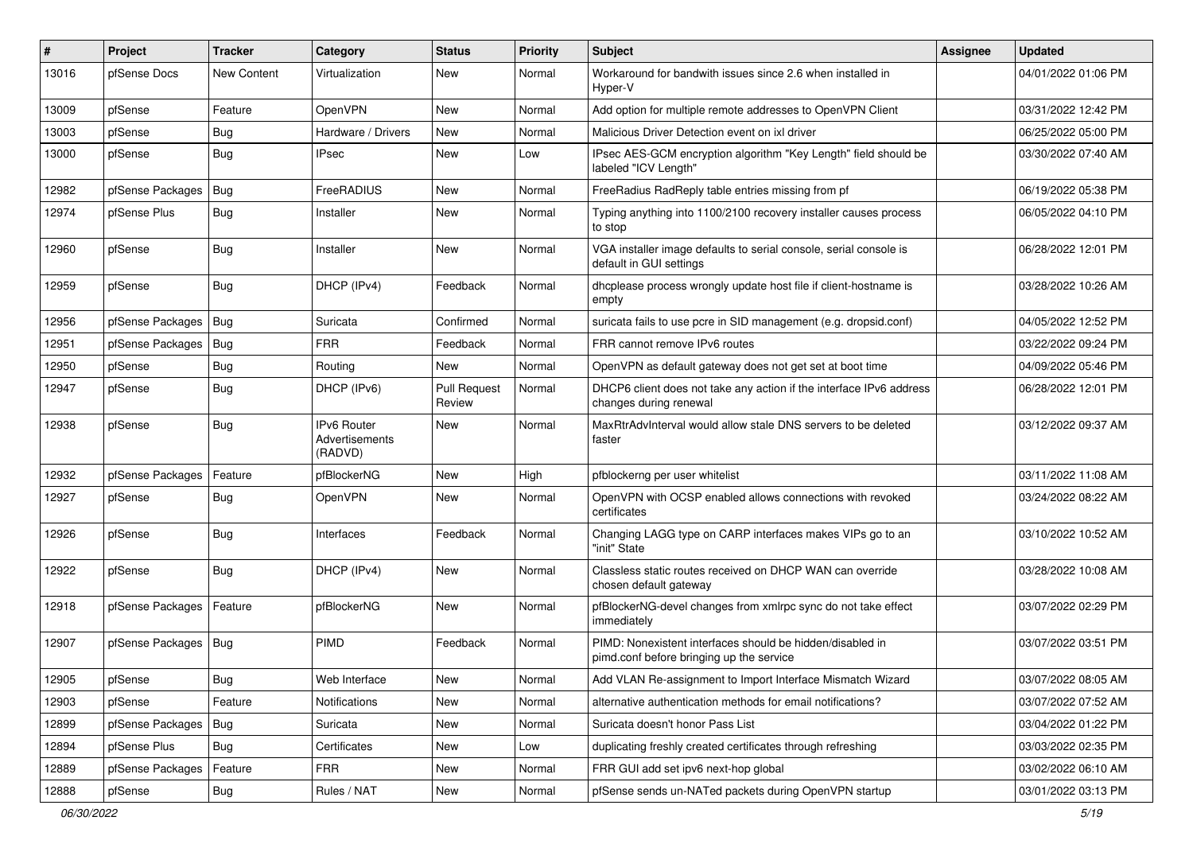| # | Project | Tracker | Category | Status | Priority | Subject | Assignee | Updated |
|---|---|---|---|---|---|---|---|---|
| 13016 | pfSense Docs | New Content | Virtualization | New | Normal | Workaround for bandwith issues since 2.6 when installed in Hyper-V | | 04/01/2022 01:06 PM |
| 13009 | pfSense | Feature | OpenVPN | New | Normal | Add option for multiple remote addresses to OpenVPN Client | | 03/31/2022 12:42 PM |
| 13003 | pfSense | Bug | Hardware / Drivers | New | Normal | Malicious Driver Detection event on ixl driver | | 06/25/2022 05:00 PM |
| 13000 | pfSense | Bug | IPsec | New | Low | IPsec AES-GCM encryption algorithm "Key Length" field should be labeled "ICV Length" | | 03/30/2022 07:40 AM |
| 12982 | pfSense Packages | Bug | FreeRADIUS | New | Normal | FreeRadius RadReply table entries missing from pf | | 06/19/2022 05:38 PM |
| 12974 | pfSense Plus | Bug | Installer | New | Normal | Typing anything into 1100/2100 recovery installer causes process to stop | | 06/05/2022 04:10 PM |
| 12960 | pfSense | Bug | Installer | New | Normal | VGA installer image defaults to serial console, serial console is default in GUI settings | | 06/28/2022 12:01 PM |
| 12959 | pfSense | Bug | DHCP (IPv4) | Feedback | Normal | dhcplease process wrongly update host file if client-hostname is empty | | 03/28/2022 10:26 AM |
| 12956 | pfSense Packages | Bug | Suricata | Confirmed | Normal | suricata fails to use pcre in SID management (e.g. dropsid.conf) | | 04/05/2022 12:52 PM |
| 12951 | pfSense Packages | Bug | FRR | Feedback | Normal | FRR cannot remove IPv6 routes | | 03/22/2022 09:24 PM |
| 12950 | pfSense | Bug | Routing | New | Normal | OpenVPN as default gateway does not get set at boot time | | 04/09/2022 05:46 PM |
| 12947 | pfSense | Bug | DHCP (IPv6) | Pull Request Review | Normal | DHCP6 client does not take any action if the interface IPv6 address changes during renewal | | 06/28/2022 12:01 PM |
| 12938 | pfSense | Bug | IPv6 Router Advertisements (RADVD) | New | Normal | MaxRtrAdvInterval would allow stale DNS servers to be deleted faster | | 03/12/2022 09:37 AM |
| 12932 | pfSense Packages | Feature | pfBlockerNG | New | High | pfblockerng per user whitelist | | 03/11/2022 11:08 AM |
| 12927 | pfSense | Bug | OpenVPN | New | Normal | OpenVPN with OCSP enabled allows connections with revoked certificates | | 03/24/2022 08:22 AM |
| 12926 | pfSense | Bug | Interfaces | Feedback | Normal | Changing LAGG type on CARP interfaces makes VIPs go to an "init" State | | 03/10/2022 10:52 AM |
| 12922 | pfSense | Bug | DHCP (IPv4) | New | Normal | Classless static routes received on DHCP WAN can override chosen default gateway | | 03/28/2022 10:08 AM |
| 12918 | pfSense Packages | Feature | pfBlockerNG | New | Normal | pfBlockerNG-devel changes from xmlrpc sync do not take effect immediately | | 03/07/2022 02:29 PM |
| 12907 | pfSense Packages | Bug | PIMD | Feedback | Normal | PIMD: Nonexistent interfaces should be hidden/disabled in pimd.conf before bringing up the service | | 03/07/2022 03:51 PM |
| 12905 | pfSense | Bug | Web Interface | New | Normal | Add VLAN Re-assignment to Import Interface Mismatch Wizard | | 03/07/2022 08:05 AM |
| 12903 | pfSense | Feature | Notifications | New | Normal | alternative authentication methods for email notifications? | | 03/07/2022 07:52 AM |
| 12899 | pfSense Packages | Bug | Suricata | New | Normal | Suricata doesn't honor Pass List | | 03/04/2022 01:22 PM |
| 12894 | pfSense Plus | Bug | Certificates | New | Low | duplicating freshly created certificates through refreshing | | 03/03/2022 02:35 PM |
| 12889 | pfSense Packages | Feature | FRR | New | Normal | FRR GUI add set ipv6 next-hop global | | 03/02/2022 06:10 AM |
| 12888 | pfSense | Bug | Rules / NAT | New | Normal | pfSense sends un-NATed packets during OpenVPN startup | | 03/01/2022 03:13 PM |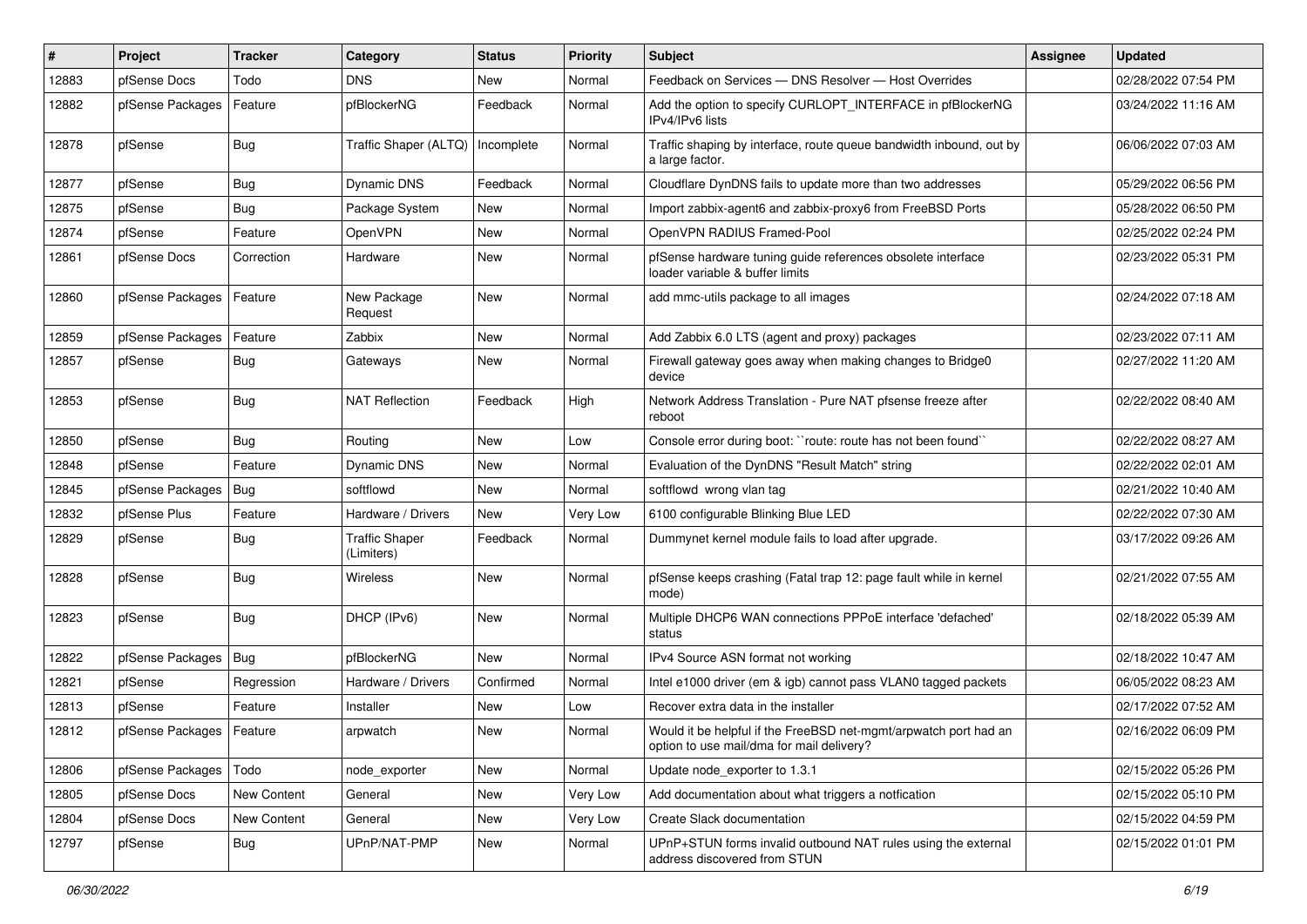| # | Project | Tracker | Category | Status | Priority | Subject | Assignee | Updated |
|---|---|---|---|---|---|---|---|---|
| 12883 | pfSense Docs | Todo | DNS | New | Normal | Feedback on Services — DNS Resolver — Host Overrides | | 02/28/2022 07:54 PM |
| 12882 | pfSense Packages | Feature | pfBlockerNG | Feedback | Normal | Add the option to specify CURLOPT_INTERFACE in pfBlockerNG IPv4/IPv6 lists | | 03/24/2022 11:16 AM |
| 12878 | pfSense | Bug | Traffic Shaper (ALTQ) | Incomplete | Normal | Traffic shaping by interface, route queue bandwidth inbound, out by a large factor. | | 06/06/2022 07:03 AM |
| 12877 | pfSense | Bug | Dynamic DNS | Feedback | Normal | Cloudflare DynDNS fails to update more than two addresses | | 05/29/2022 06:56 PM |
| 12875 | pfSense | Bug | Package System | New | Normal | Import zabbix-agent6 and zabbix-proxy6 from FreeBSD Ports | | 05/28/2022 06:50 PM |
| 12874 | pfSense | Feature | OpenVPN | New | Normal | OpenVPN RADIUS Framed-Pool | | 02/25/2022 02:24 PM |
| 12861 | pfSense Docs | Correction | Hardware | New | Normal | pfSense hardware tuning guide references obsolete interface loader variable & buffer limits | | 02/23/2022 05:31 PM |
| 12860 | pfSense Packages | Feature | New Package Request | New | Normal | add mmc-utils package to all images | | 02/24/2022 07:18 AM |
| 12859 | pfSense Packages | Feature | Zabbix | New | Normal | Add Zabbix 6.0 LTS (agent and proxy) packages | | 02/23/2022 07:11 AM |
| 12857 | pfSense | Bug | Gateways | New | Normal | Firewall gateway goes away when making changes to Bridge0 device | | 02/27/2022 11:20 AM |
| 12853 | pfSense | Bug | NAT Reflection | Feedback | High | Network Address Translation - Pure NAT pfsense freeze after reboot | | 02/22/2022 08:40 AM |
| 12850 | pfSense | Bug | Routing | New | Low | Console error during boot: ``route: route has not been found`` | | 02/22/2022 08:27 AM |
| 12848 | pfSense | Feature | Dynamic DNS | New | Normal | Evaluation of the DynDNS "Result Match" string | | 02/22/2022 02:01 AM |
| 12845 | pfSense Packages | Bug | softflowd | New | Normal | softflowd wrong vlan tag | | 02/21/2022 10:40 AM |
| 12832 | pfSense Plus | Feature | Hardware / Drivers | New | Very Low | 6100 configurable Blinking Blue LED | | 02/22/2022 07:30 AM |
| 12829 | pfSense | Bug | Traffic Shaper (Limiters) | Feedback | Normal | Dummynet kernel module fails to load after upgrade. | | 03/17/2022 09:26 AM |
| 12828 | pfSense | Bug | Wireless | New | Normal | pfSense keeps crashing (Fatal trap 12: page fault while in kernel mode) | | 02/21/2022 07:55 AM |
| 12823 | pfSense | Bug | DHCP (IPv6) | New | Normal | Multiple DHCP6 WAN connections PPPoE interface 'defached' status | | 02/18/2022 05:39 AM |
| 12822 | pfSense Packages | Bug | pfBlockerNG | New | Normal | IPv4 Source ASN format not working | | 02/18/2022 10:47 AM |
| 12821 | pfSense | Regression | Hardware / Drivers | Confirmed | Normal | Intel e1000 driver (em & igb) cannot pass VLAN0 tagged packets | | 06/05/2022 08:23 AM |
| 12813 | pfSense | Feature | Installer | New | Low | Recover extra data in the installer | | 02/17/2022 07:52 AM |
| 12812 | pfSense Packages | Feature | arpwatch | New | Normal | Would it be helpful if the FreeBSD net-mgmt/arpwatch port had an option to use mail/dma for mail delivery? | | 02/16/2022 06:09 PM |
| 12806 | pfSense Packages | Todo | node_exporter | New | Normal | Update node_exporter to 1.3.1 | | 02/15/2022 05:26 PM |
| 12805 | pfSense Docs | New Content | General | New | Very Low | Add documentation about what triggers a notfication | | 02/15/2022 05:10 PM |
| 12804 | pfSense Docs | New Content | General | New | Very Low | Create Slack documentation | | 02/15/2022 04:59 PM |
| 12797 | pfSense | Bug | UPnP/NAT-PMP | New | Normal | UPnP+STUN forms invalid outbound NAT rules using the external address discovered from STUN | | 02/15/2022 01:01 PM |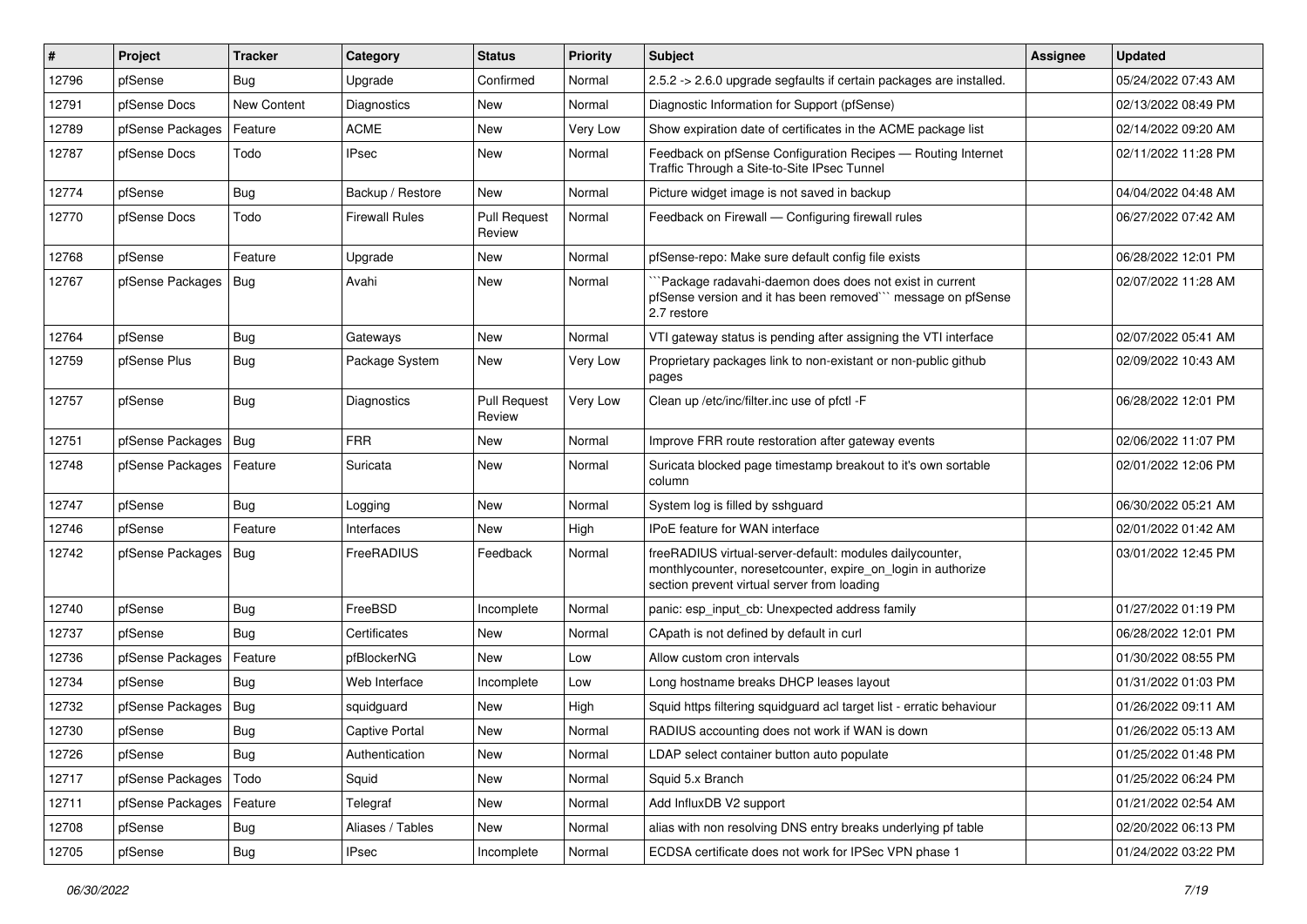| # | Project | Tracker | Category | Status | Priority | Subject | Assignee | Updated |
|---|---|---|---|---|---|---|---|---|
| 12796 | pfSense | Bug | Upgrade | Confirmed | Normal | 2.5.2 -> 2.6.0 upgrade segfaults if certain packages are installed. | | 05/24/2022 07:43 AM |
| 12791 | pfSense Docs | New Content | Diagnostics | New | Normal | Diagnostic Information for Support (pfSense) | | 02/13/2022 08:49 PM |
| 12789 | pfSense Packages | Feature | ACME | New | Very Low | Show expiration date of certificates in the ACME package list | | 02/14/2022 09:20 AM |
| 12787 | pfSense Docs | Todo | IPsec | New | Normal | Feedback on pfSense Configuration Recipes — Routing Internet Traffic Through a Site-to-Site IPsec Tunnel | | 02/11/2022 11:28 PM |
| 12774 | pfSense | Bug | Backup / Restore | New | Normal | Picture widget image is not saved in backup | | 04/04/2022 04:48 AM |
| 12770 | pfSense Docs | Todo | Firewall Rules | Pull Request Review | Normal | Feedback on Firewall — Configuring firewall rules | | 06/27/2022 07:42 AM |
| 12768 | pfSense | Feature | Upgrade | New | Normal | pfSense-repo: Make sure default config file exists | | 06/28/2022 12:01 PM |
| 12767 | pfSense Packages | Bug | Avahi | New | Normal | ```Package radavahi-daemon does does not exist in current pfSense version and it has been removed``` message on pfSense 2.7 restore | | 02/07/2022 11:28 AM |
| 12764 | pfSense | Bug | Gateways | New | Normal | VTI gateway status is pending after assigning the VTI interface | | 02/07/2022 05:41 AM |
| 12759 | pfSense Plus | Bug | Package System | New | Very Low | Proprietary packages link to non-existant or non-public github pages | | 02/09/2022 10:43 AM |
| 12757 | pfSense | Bug | Diagnostics | Pull Request Review | Very Low | Clean up /etc/inc/filter.inc use of pfctl -F | | 06/28/2022 12:01 PM |
| 12751 | pfSense Packages | Bug | FRR | New | Normal | Improve FRR route restoration after gateway events | | 02/06/2022 11:07 PM |
| 12748 | pfSense Packages | Feature | Suricata | New | Normal | Suricata blocked page timestamp breakout to it's own sortable column | | 02/01/2022 12:06 PM |
| 12747 | pfSense | Bug | Logging | New | Normal | System log is filled by sshguard | | 06/30/2022 05:21 AM |
| 12746 | pfSense | Feature | Interfaces | New | High | IPoE feature for WAN interface | | 02/01/2022 01:42 AM |
| 12742 | pfSense Packages | Bug | FreeRADIUS | Feedback | Normal | freeRADIUS virtual-server-default: modules dailycounter, monthlycounter, noresetcounter, expire_on_login in authorize section prevent virtual server from loading | | 03/01/2022 12:45 PM |
| 12740 | pfSense | Bug | FreeBSD | Incomplete | Normal | panic: esp_input_cb: Unexpected address family | | 01/27/2022 01:19 PM |
| 12737 | pfSense | Bug | Certificates | New | Normal | CApath is not defined by default in curl | | 06/28/2022 12:01 PM |
| 12736 | pfSense Packages | Feature | pfBlockerNG | New | Low | Allow custom cron intervals | | 01/30/2022 08:55 PM |
| 12734 | pfSense | Bug | Web Interface | Incomplete | Low | Long hostname breaks DHCP leases layout | | 01/31/2022 01:03 PM |
| 12732 | pfSense Packages | Bug | squidguard | New | High | Squid https filtering squidguard acl target list - erratic behaviour | | 01/26/2022 09:11 AM |
| 12730 | pfSense | Bug | Captive Portal | New | Normal | RADIUS accounting does not work if WAN is down | | 01/26/2022 05:13 AM |
| 12726 | pfSense | Bug | Authentication | New | Normal | LDAP select container button auto populate | | 01/25/2022 01:48 PM |
| 12717 | pfSense Packages | Todo | Squid | New | Normal | Squid 5.x Branch | | 01/25/2022 06:24 PM |
| 12711 | pfSense Packages | Feature | Telegraf | New | Normal | Add InfluxDB V2 support | | 01/21/2022 02:54 AM |
| 12708 | pfSense | Bug | Aliases / Tables | New | Normal | alias with non resolving DNS entry breaks underlying pf table | | 02/20/2022 06:13 PM |
| 12705 | pfSense | Bug | IPsec | Incomplete | Normal | ECDSA certificate does not work for IPSec VPN phase 1 | | 01/24/2022 03:22 PM |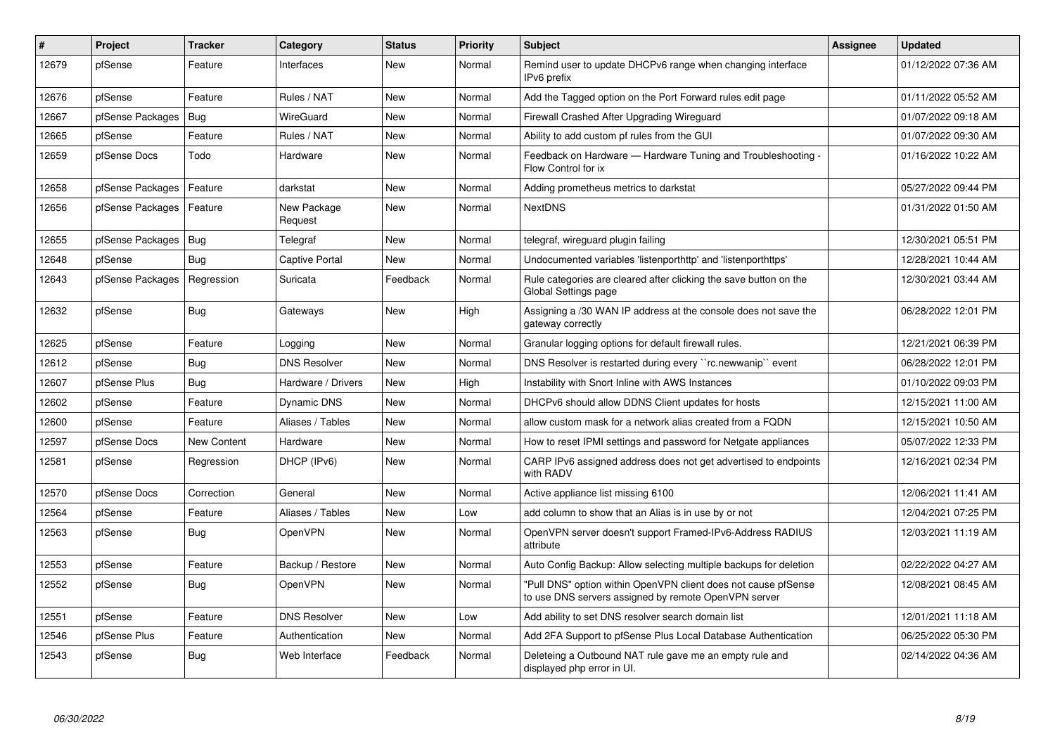| # | Project | Tracker | Category | Status | Priority | Subject | Assignee | Updated |
|---|---|---|---|---|---|---|---|---|
| 12679 | pfSense | Feature | Interfaces | New | Normal | Remind user to update DHCPv6 range when changing interface IPv6 prefix | | 01/12/2022 07:36 AM |
| 12676 | pfSense | Feature | Rules / NAT | New | Normal | Add the Tagged option on the Port Forward rules edit page | | 01/11/2022 05:52 AM |
| 12667 | pfSense Packages | Bug | WireGuard | New | Normal | Firewall Crashed After Upgrading Wireguard | | 01/07/2022 09:18 AM |
| 12665 | pfSense | Feature | Rules / NAT | New | Normal | Ability to add custom pf rules from the GUI | | 01/07/2022 09:30 AM |
| 12659 | pfSense Docs | Todo | Hardware | New | Normal | Feedback on Hardware — Hardware Tuning and Troubleshooting - Flow Control for ix | | 01/16/2022 10:22 AM |
| 12658 | pfSense Packages | Feature | darkstat | New | Normal | Adding prometheus metrics to darkstat | | 05/27/2022 09:44 PM |
| 12656 | pfSense Packages | Feature | New Package Request | New | Normal | NextDNS | | 01/31/2022 01:50 AM |
| 12655 | pfSense Packages | Bug | Telegraf | New | Normal | telegraf, wireguard plugin failing | | 12/30/2021 05:51 PM |
| 12648 | pfSense | Bug | Captive Portal | New | Normal | Undocumented variables 'listenporthttp' and 'listenporthttps' | | 12/28/2021 10:44 AM |
| 12643 | pfSense Packages | Regression | Suricata | Feedback | Normal | Rule categories are cleared after clicking the save button on the Global Settings page | | 12/30/2021 03:44 AM |
| 12632 | pfSense | Bug | Gateways | New | High | Assigning a /30 WAN IP address at the console does not save the gateway correctly | | 06/28/2022 12:01 PM |
| 12625 | pfSense | Feature | Logging | New | Normal | Granular logging options for default firewall rules. | | 12/21/2021 06:39 PM |
| 12612 | pfSense | Bug | DNS Resolver | New | Normal | DNS Resolver is restarted during every ``rc.newwanip`` event | | 06/28/2022 12:01 PM |
| 12607 | pfSense Plus | Bug | Hardware / Drivers | New | High | Instability with Snort Inline with AWS Instances | | 01/10/2022 09:03 PM |
| 12602 | pfSense | Feature | Dynamic DNS | New | Normal | DHCPv6 should allow DDNS Client updates for hosts | | 12/15/2021 11:00 AM |
| 12600 | pfSense | Feature | Aliases / Tables | New | Normal | allow custom mask for a network alias created from a FQDN | | 12/15/2021 10:50 AM |
| 12597 | pfSense Docs | New Content | Hardware | New | Normal | How to reset IPMI settings and password for Netgate appliances | | 05/07/2022 12:33 PM |
| 12581 | pfSense | Regression | DHCP (IPv6) | New | Normal | CARP IPv6 assigned address does not get advertised to endpoints with RADV | | 12/16/2021 02:34 PM |
| 12570 | pfSense Docs | Correction | General | New | Normal | Active appliance list missing 6100 | | 12/06/2021 11:41 AM |
| 12564 | pfSense | Feature | Aliases / Tables | New | Low | add column to show that an Alias is in use by or not | | 12/04/2021 07:25 PM |
| 12563 | pfSense | Bug | OpenVPN | New | Normal | OpenVPN server doesn't support Framed-IPv6-Address RADIUS attribute | | 12/03/2021 11:19 AM |
| 12553 | pfSense | Feature | Backup / Restore | New | Normal | Auto Config Backup: Allow selecting multiple backups for deletion | | 02/22/2022 04:27 AM |
| 12552 | pfSense | Bug | OpenVPN | New | Normal | "Pull DNS" option within OpenVPN client does not cause pfSense to use DNS servers assigned by remote OpenVPN server | | 12/08/2021 08:45 AM |
| 12551 | pfSense | Feature | DNS Resolver | New | Low | Add ability to set DNS resolver search domain list | | 12/01/2021 11:18 AM |
| 12546 | pfSense Plus | Feature | Authentication | New | Normal | Add 2FA Support to pfSense Plus Local Database Authentication | | 06/25/2022 05:30 PM |
| 12543 | pfSense | Bug | Web Interface | Feedback | Normal | Deleteing a Outbound NAT rule gave me an empty rule and displayed php error in UI. | | 02/14/2022 04:36 AM |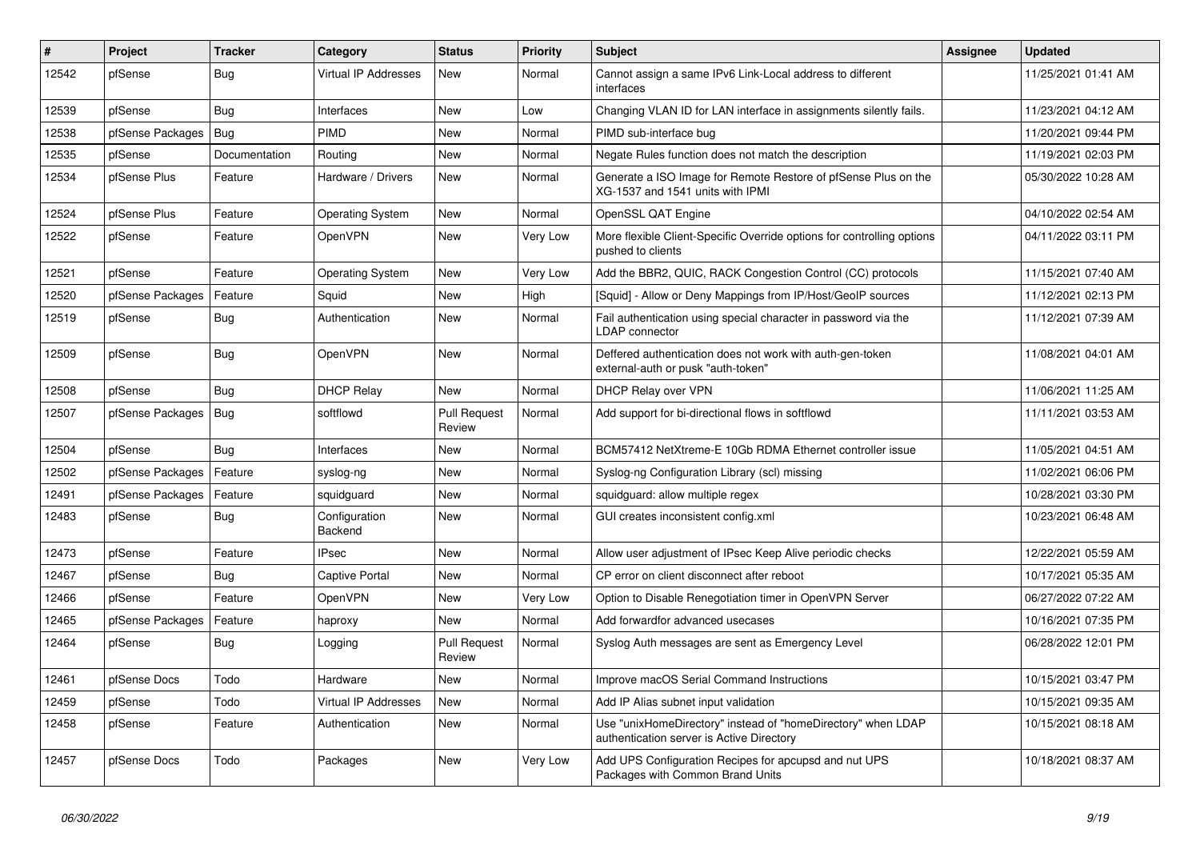| # | Project | Tracker | Category | Status | Priority | Subject | Assignee | Updated |
|---|---|---|---|---|---|---|---|---|
| 12542 | pfSense | Bug | Virtual IP Addresses | New | Normal | Cannot assign a same IPv6 Link-Local address to different interfaces | | 11/25/2021 01:41 AM |
| 12539 | pfSense | Bug | Interfaces | New | Low | Changing VLAN ID for LAN interface in assignments silently fails. | | 11/23/2021 04:12 AM |
| 12538 | pfSense Packages | Bug | PIMD | New | Normal | PIMD sub-interface bug | | 11/20/2021 09:44 PM |
| 12535 | pfSense | Documentation | Routing | New | Normal | Negate Rules function does not match the description | | 11/19/2021 02:03 PM |
| 12534 | pfSense Plus | Feature | Hardware / Drivers | New | Normal | Generate a ISO Image for Remote Restore of pfSense Plus on the XG-1537 and 1541 units with IPMI | | 05/30/2022 10:28 AM |
| 12524 | pfSense Plus | Feature | Operating System | New | Normal | OpenSSL QAT Engine | | 04/10/2022 02:54 AM |
| 12522 | pfSense | Feature | OpenVPN | New | Very Low | More flexible Client-Specific Override options for controlling options pushed to clients | | 04/11/2022 03:11 PM |
| 12521 | pfSense | Feature | Operating System | New | Very Low | Add the BBR2, QUIC, RACK Congestion Control (CC) protocols | | 11/15/2021 07:40 AM |
| 12520 | pfSense Packages | Feature | Squid | New | High | [Squid] - Allow or Deny Mappings from IP/Host/GeoIP sources | | 11/12/2021 02:13 PM |
| 12519 | pfSense | Bug | Authentication | New | Normal | Fail authentication using special character in password via the LDAP connector | | 11/12/2021 07:39 AM |
| 12509 | pfSense | Bug | OpenVPN | New | Normal | Deffered authentication does not work with auth-gen-token external-auth or pusk "auth-token" | | 11/08/2021 04:01 AM |
| 12508 | pfSense | Bug | DHCP Relay | New | Normal | DHCP Relay over VPN | | 11/06/2021 11:25 AM |
| 12507 | pfSense Packages | Bug | softflowd | Pull Request Review | Normal | Add support for bi-directional flows in softflowd | | 11/11/2021 03:53 AM |
| 12504 | pfSense | Bug | Interfaces | New | Normal | BCM57412 NetXtreme-E 10Gb RDMA Ethernet controller issue | | 11/05/2021 04:51 AM |
| 12502 | pfSense Packages | Feature | syslog-ng | New | Normal | Syslog-ng Configuration Library (scl) missing | | 11/02/2021 06:06 PM |
| 12491 | pfSense Packages | Feature | squidguard | New | Normal | squidguard: allow multiple regex | | 10/28/2021 03:30 PM |
| 12483 | pfSense | Bug | Configuration Backend | New | Normal | GUI creates inconsistent config.xml | | 10/23/2021 06:48 AM |
| 12473 | pfSense | Feature | IPsec | New | Normal | Allow user adjustment of IPsec Keep Alive periodic checks | | 12/22/2021 05:59 AM |
| 12467 | pfSense | Bug | Captive Portal | New | Normal | CP error on client disconnect after reboot | | 10/17/2021 05:35 AM |
| 12466 | pfSense | Feature | OpenVPN | New | Very Low | Option to Disable Renegotiation timer in OpenVPN Server | | 06/27/2022 07:22 AM |
| 12465 | pfSense Packages | Feature | haproxy | New | Normal | Add forwardfor advanced usecases | | 10/16/2021 07:35 PM |
| 12464 | pfSense | Bug | Logging | Pull Request Review | Normal | Syslog Auth messages are sent as Emergency Level | | 06/28/2022 12:01 PM |
| 12461 | pfSense Docs | Todo | Hardware | New | Normal | Improve macOS Serial Command Instructions | | 10/15/2021 03:47 PM |
| 12459 | pfSense | Todo | Virtual IP Addresses | New | Normal | Add IP Alias subnet input validation | | 10/15/2021 09:35 AM |
| 12458 | pfSense | Feature | Authentication | New | Normal | Use "unixHomeDirectory" instead of "homeDirectory" when LDAP authentication server is Active Directory | | 10/15/2021 08:18 AM |
| 12457 | pfSense Docs | Todo | Packages | New | Very Low | Add UPS Configuration Recipes for apcupsd and nut UPS Packages with Common Brand Units | | 10/18/2021 08:37 AM |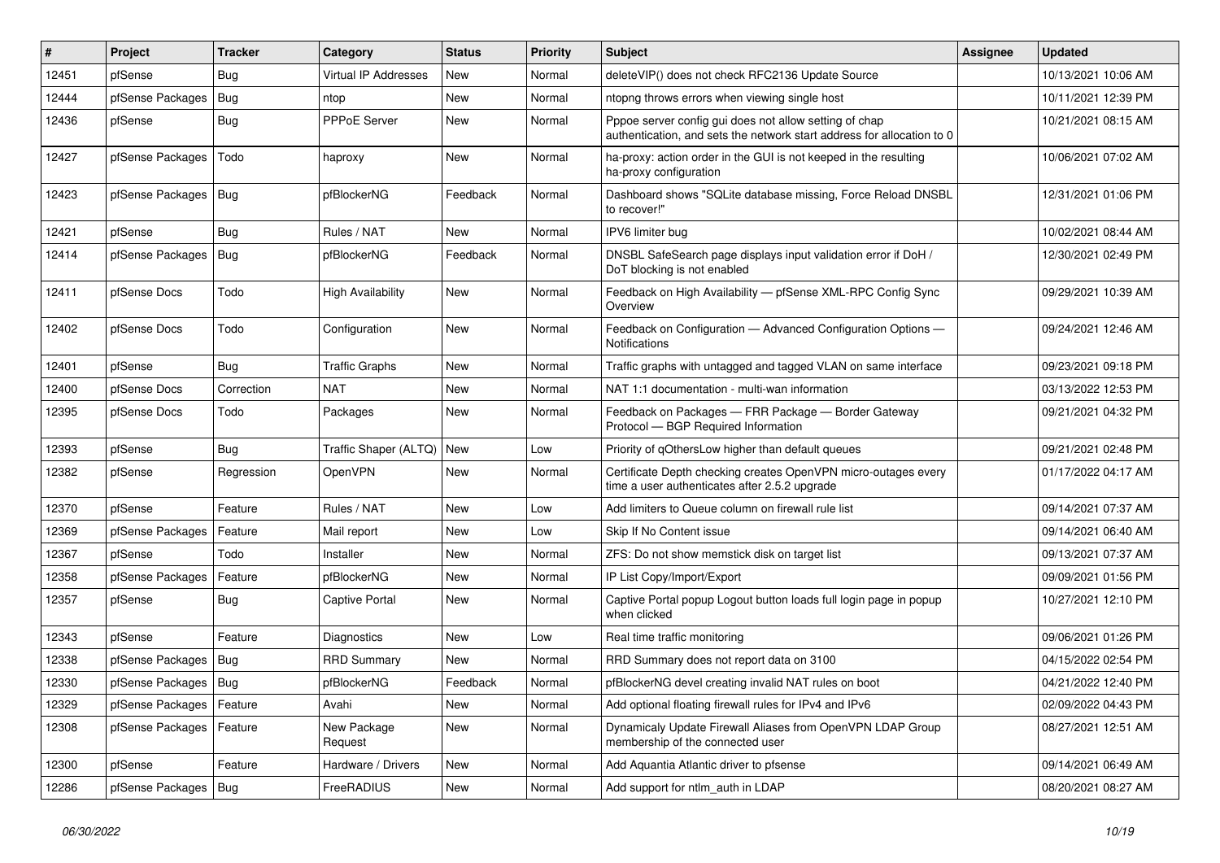| # | Project | Tracker | Category | Status | Priority | Subject | Assignee | Updated |
|---|---|---|---|---|---|---|---|---|
| 12451 | pfSense | Bug | Virtual IP Addresses | New | Normal | deleteVIP() does not check RFC2136 Update Source | | 10/13/2021 10:06 AM |
| 12444 | pfSense Packages | Bug | ntop | New | Normal | ntopng throws errors when viewing single host | | 10/11/2021 12:39 PM |
| 12436 | pfSense | Bug | PPPoE Server | New | Normal | Pppoe server config gui does not allow setting of chap authentication, and sets the network start address for allocation to 0 | | 10/21/2021 08:15 AM |
| 12427 | pfSense Packages | Todo | haproxy | New | Normal | ha-proxy: action order in the GUI is not keeped in the resulting ha-proxy configuration | | 10/06/2021 07:02 AM |
| 12423 | pfSense Packages | Bug | pfBlockerNG | Feedback | Normal | Dashboard shows "SQLite database missing, Force Reload DNSBL to recover!" | | 12/31/2021 01:06 PM |
| 12421 | pfSense | Bug | Rules / NAT | New | Normal | IPV6 limiter bug | | 10/02/2021 08:44 AM |
| 12414 | pfSense Packages | Bug | pfBlockerNG | Feedback | Normal | DNSBL SafeSearch page displays input validation error if DoH / DoT blocking is not enabled | | 12/30/2021 02:49 PM |
| 12411 | pfSense Docs | Todo | High Availability | New | Normal | Feedback on High Availability — pfSense XML-RPC Config Sync Overview | | 09/29/2021 10:39 AM |
| 12402 | pfSense Docs | Todo | Configuration | New | Normal | Feedback on Configuration — Advanced Configuration Options — Notifications | | 09/24/2021 12:46 AM |
| 12401 | pfSense | Bug | Traffic Graphs | New | Normal | Traffic graphs with untagged and tagged VLAN on same interface | | 09/23/2021 09:18 PM |
| 12400 | pfSense Docs | Correction | NAT | New | Normal | NAT 1:1 documentation - multi-wan information | | 03/13/2022 12:53 PM |
| 12395 | pfSense Docs | Todo | Packages | New | Normal | Feedback on Packages — FRR Package — Border Gateway Protocol — BGP Required Information | | 09/21/2021 04:32 PM |
| 12393 | pfSense | Bug | Traffic Shaper (ALTQ) | New | Low | Priority of qOthersLow higher than default queues | | 09/21/2021 02:48 PM |
| 12382 | pfSense | Regression | OpenVPN | New | Normal | Certificate Depth checking creates OpenVPN micro-outages every time a user authenticates after 2.5.2 upgrade | | 01/17/2022 04:17 AM |
| 12370 | pfSense | Feature | Rules / NAT | New | Low | Add limiters to Queue column on firewall rule list | | 09/14/2021 07:37 AM |
| 12369 | pfSense Packages | Feature | Mail report | New | Low | Skip If No Content issue | | 09/14/2021 06:40 AM |
| 12367 | pfSense | Todo | Installer | New | Normal | ZFS: Do not show memstick disk on target list | | 09/13/2021 07:37 AM |
| 12358 | pfSense Packages | Feature | pfBlockerNG | New | Normal | IP List Copy/Import/Export | | 09/09/2021 01:56 PM |
| 12357 | pfSense | Bug | Captive Portal | New | Normal | Captive Portal popup Logout button loads full login page in popup when clicked | | 10/27/2021 12:10 PM |
| 12343 | pfSense | Feature | Diagnostics | New | Low | Real time traffic monitoring | | 09/06/2021 01:26 PM |
| 12338 | pfSense Packages | Bug | RRD Summary | New | Normal | RRD Summary does not report data on 3100 | | 04/15/2022 02:54 PM |
| 12330 | pfSense Packages | Bug | pfBlockerNG | Feedback | Normal | pfBlockerNG devel creating invalid NAT rules on boot | | 04/21/2022 12:40 PM |
| 12329 | pfSense Packages | Feature | Avahi | New | Normal | Add optional floating firewall rules for IPv4 and IPv6 | | 02/09/2022 04:43 PM |
| 12308 | pfSense Packages | Feature | New Package Request | New | Normal | Dynamicaly Update Firewall Aliases from OpenVPN LDAP Group membership of the connected user | | 08/27/2021 12:51 AM |
| 12300 | pfSense | Feature | Hardware / Drivers | New | Normal | Add Aquantia Atlantic driver to pfsense | | 09/14/2021 06:49 AM |
| 12286 | pfSense Packages | Bug | FreeRADIUS | New | Normal | Add support for ntlm_auth in LDAP | | 08/20/2021 08:27 AM |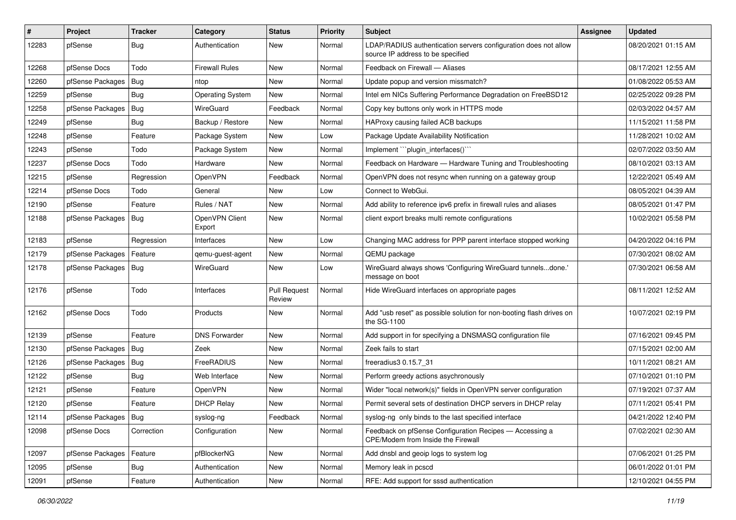| # | Project | Tracker | Category | Status | Priority | Subject | Assignee | Updated |
|---|---|---|---|---|---|---|---|---|
| 12283 | pfSense | Bug | Authentication | New | Normal | LDAP/RADIUS authentication servers configuration does not allow source IP address to be specified | | 08/20/2021 01:15 AM |
| 12268 | pfSense Docs | Todo | Firewall Rules | New | Normal | Feedback on Firewall — Aliases | | 08/17/2021 12:55 AM |
| 12260 | pfSense Packages | Bug | ntop | New | Normal | Update popup and version missmatch? | | 01/08/2022 05:53 AM |
| 12259 | pfSense | Bug | Operating System | New | Normal | Intel em NICs Suffering Performance Degradation on FreeBSD12 | | 02/25/2022 09:28 PM |
| 12258 | pfSense Packages | Bug | WireGuard | Feedback | Normal | Copy key buttons only work in HTTPS mode | | 02/03/2022 04:57 AM |
| 12249 | pfSense | Bug | Backup / Restore | New | Normal | HAProxy causing failed ACB backups | | 11/15/2021 11:58 PM |
| 12248 | pfSense | Feature | Package System | New | Low | Package Update Availability Notification | | 11/28/2021 10:02 AM |
| 12243 | pfSense | Todo | Package System | New | Normal | Implement ```plugin_interfaces()``` | | 02/07/2022 03:50 AM |
| 12237 | pfSense Docs | Todo | Hardware | New | Normal | Feedback on Hardware — Hardware Tuning and Troubleshooting | | 08/10/2021 03:13 AM |
| 12215 | pfSense | Regression | OpenVPN | Feedback | Normal | OpenVPN does not resync when running on a gateway group | | 12/22/2021 05:49 AM |
| 12214 | pfSense Docs | Todo | General | New | Low | Connect to WebGui. | | 08/05/2021 04:39 AM |
| 12190 | pfSense | Feature | Rules / NAT | New | Normal | Add ability to reference ipv6 prefix in firewall rules and aliases | | 08/05/2021 01:47 PM |
| 12188 | pfSense Packages | Bug | OpenVPN Client Export | New | Normal | client export breaks multi remote configurations | | 10/02/2021 05:58 PM |
| 12183 | pfSense | Regression | Interfaces | New | Low | Changing MAC address for PPP parent interface stopped working | | 04/20/2022 04:16 PM |
| 12179 | pfSense Packages | Feature | qemu-guest-agent | New | Normal | QEMU package | | 07/30/2021 08:02 AM |
| 12178 | pfSense Packages | Bug | WireGuard | New | Low | WireGuard always shows 'Configuring WireGuard tunnels...done.' message on boot | | 07/30/2021 06:58 AM |
| 12176 | pfSense | Todo | Interfaces | Pull Request Review | Normal | Hide WireGuard interfaces on appropriate pages | | 08/11/2021 12:52 AM |
| 12162 | pfSense Docs | Todo | Products | New | Normal | Add "usb reset" as possible solution for non-booting flash drives on the SG-1100 | | 10/07/2021 02:19 PM |
| 12139 | pfSense | Feature | DNS Forwarder | New | Normal | Add support in for specifying a DNSMASQ configuration file | | 07/16/2021 09:45 PM |
| 12130 | pfSense Packages | Bug | Zeek | New | Normal | Zeek fails to start | | 07/15/2021 02:00 AM |
| 12126 | pfSense Packages | Bug | FreeRADIUS | New | Normal | freeradius3 0.15.7_31 | | 10/11/2021 08:21 AM |
| 12122 | pfSense | Bug | Web Interface | New | Normal | Perform greedy actions asychronously | | 07/10/2021 01:10 PM |
| 12121 | pfSense | Feature | OpenVPN | New | Normal | Wider "local network(s)" fields in OpenVPN server configuration | | 07/19/2021 07:37 AM |
| 12120 | pfSense | Feature | DHCP Relay | New | Normal | Permit several sets of destination DHCP servers in DHCP relay | | 07/11/2021 05:41 PM |
| 12114 | pfSense Packages | Bug | syslog-ng | Feedback | Normal | syslog-ng only binds to the last specified interface | | 04/21/2022 12:40 PM |
| 12098 | pfSense Docs | Correction | Configuration | New | Normal | Feedback on pfSense Configuration Recipes — Accessing a CPE/Modem from Inside the Firewall | | 07/02/2021 02:30 AM |
| 12097 | pfSense Packages | Feature | pfBlockerNG | New | Normal | Add dnsbl and geoip logs to system log | | 07/06/2021 01:25 PM |
| 12095 | pfSense | Bug | Authentication | New | Normal | Memory leak in pcscd | | 06/01/2022 01:01 PM |
| 12091 | pfSense | Feature | Authentication | New | Normal | RFE: Add support for sssd authentication | | 12/10/2021 04:55 PM |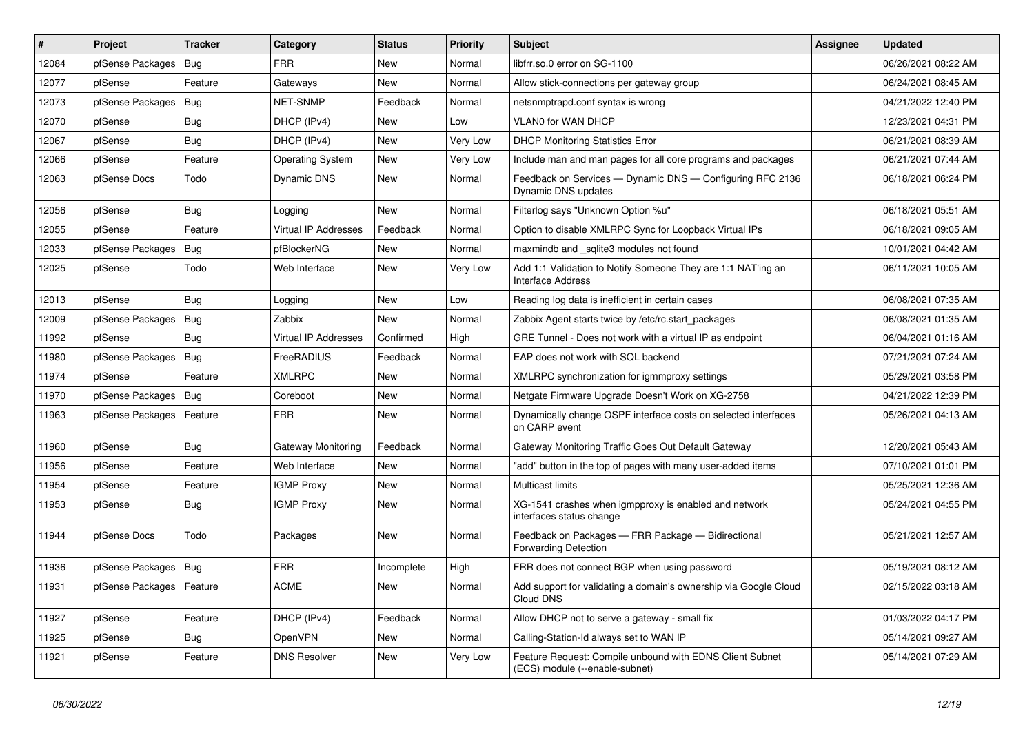| # | Project | Tracker | Category | Status | Priority | Subject | Assignee | Updated |
|---|---|---|---|---|---|---|---|---|
| 12084 | pfSense Packages | Bug | FRR | New | Normal | libfrr.so.0 error on SG-1100 | | 06/26/2021 08:22 AM |
| 12077 | pfSense | Feature | Gateways | New | Normal | Allow stick-connections per gateway group | | 06/24/2021 08:45 AM |
| 12073 | pfSense Packages | Bug | NET-SNMP | Feedback | Normal | netsnmptrapd.conf syntax is wrong | | 04/21/2022 12:40 PM |
| 12070 | pfSense | Bug | DHCP (IPv4) | New | Low | VLAN0 for WAN DHCP | | 12/23/2021 04:31 PM |
| 12067 | pfSense | Bug | DHCP (IPv4) | New | Very Low | DHCP Monitoring Statistics Error | | 06/21/2021 08:39 AM |
| 12066 | pfSense | Feature | Operating System | New | Very Low | Include man and man pages for all core programs and packages | | 06/21/2021 07:44 AM |
| 12063 | pfSense Docs | Todo | Dynamic DNS | New | Normal | Feedback on Services — Dynamic DNS — Configuring RFC 2136 Dynamic DNS updates | | 06/18/2021 06:24 PM |
| 12056 | pfSense | Bug | Logging | New | Normal | Filterlog says "Unknown Option %u" | | 06/18/2021 05:51 AM |
| 12055 | pfSense | Feature | Virtual IP Addresses | Feedback | Normal | Option to disable XMLRPC Sync for Loopback Virtual IPs | | 06/18/2021 09:05 AM |
| 12033 | pfSense Packages | Bug | pfBlockerNG | New | Normal | maxmindb and _sqlite3 modules not found | | 10/01/2021 04:42 AM |
| 12025 | pfSense | Todo | Web Interface | New | Very Low | Add 1:1 Validation to Notify Someone They are 1:1 NAT'ing an Interface Address | | 06/11/2021 10:05 AM |
| 12013 | pfSense | Bug | Logging | New | Low | Reading log data is inefficient in certain cases | | 06/08/2021 07:35 AM |
| 12009 | pfSense Packages | Bug | Zabbix | New | Normal | Zabbix Agent starts twice by /etc/rc.start_packages | | 06/08/2021 01:35 AM |
| 11992 | pfSense | Bug | Virtual IP Addresses | Confirmed | High | GRE Tunnel - Does not work with a virtual IP as endpoint | | 06/04/2021 01:16 AM |
| 11980 | pfSense Packages | Bug | FreeRADIUS | Feedback | Normal | EAP does not work with SQL backend | | 07/21/2021 07:24 AM |
| 11974 | pfSense | Feature | XMLRPC | New | Normal | XMLRPC synchronization for igmmproxy settings | | 05/29/2021 03:58 PM |
| 11970 | pfSense Packages | Bug | Coreboot | New | Normal | Netgate Firmware Upgrade Doesn't Work on XG-2758 | | 04/21/2022 12:39 PM |
| 11963 | pfSense Packages | Feature | FRR | New | Normal | Dynamically change OSPF interface costs on selected interfaces on CARP event | | 05/26/2021 04:13 AM |
| 11960 | pfSense | Bug | Gateway Monitoring | Feedback | Normal | Gateway Monitoring Traffic Goes Out Default Gateway | | 12/20/2021 05:43 AM |
| 11956 | pfSense | Feature | Web Interface | New | Normal | "add" button in the top of pages with many user-added items | | 07/10/2021 01:01 PM |
| 11954 | pfSense | Feature | IGMP Proxy | New | Normal | Multicast limits | | 05/25/2021 12:36 AM |
| 11953 | pfSense | Bug | IGMP Proxy | New | Normal | XG-1541 crashes when igmpproxy is enabled and network interfaces status change | | 05/24/2021 04:55 PM |
| 11944 | pfSense Docs | Todo | Packages | New | Normal | Feedback on Packages — FRR Package — Bidirectional Forwarding Detection | | 05/21/2021 12:57 AM |
| 11936 | pfSense Packages | Bug | FRR | Incomplete | High | FRR does not connect BGP when using password | | 05/19/2021 08:12 AM |
| 11931 | pfSense Packages | Feature | ACME | New | Normal | Add support for validating a domain's ownership via Google Cloud Cloud DNS | | 02/15/2022 03:18 AM |
| 11927 | pfSense | Feature | DHCP (IPv4) | Feedback | Normal | Allow DHCP not to serve a gateway - small fix | | 01/03/2022 04:17 PM |
| 11925 | pfSense | Bug | OpenVPN | New | Normal | Calling-Station-Id always set to WAN IP | | 05/14/2021 09:27 AM |
| 11921 | pfSense | Feature | DNS Resolver | New | Very Low | Feature Request: Compile unbound with EDNS Client Subnet (ECS) module (--enable-subnet) | | 05/14/2021 07:29 AM |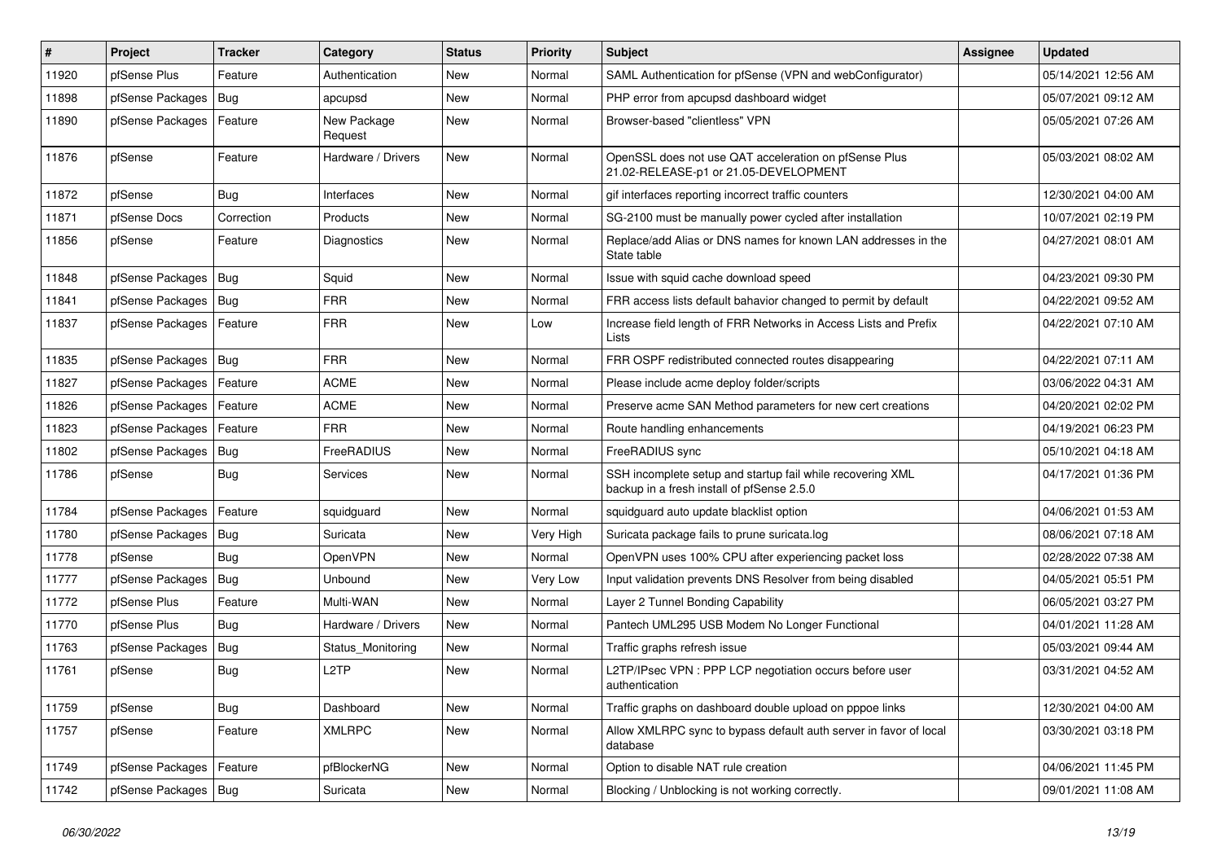| # | Project | Tracker | Category | Status | Priority | Subject | Assignee | Updated |
|---|---|---|---|---|---|---|---|---|
| 11920 | pfSense Plus | Feature | Authentication | New | Normal | SAML Authentication for pfSense (VPN and webConfigurator) | | 05/14/2021 12:56 AM |
| 11898 | pfSense Packages | Bug | apcupsd | New | Normal | PHP error from apcupsd dashboard widget | | 05/07/2021 09:12 AM |
| 11890 | pfSense Packages | Feature | New Package Request | New | Normal | Browser-based "clientless" VPN | | 05/05/2021 07:26 AM |
| 11876 | pfSense | Feature | Hardware / Drivers | New | Normal | OpenSSL does not use QAT acceleration on pfSense Plus 21.02-RELEASE-p1 or 21.05-DEVELOPMENT | | 05/03/2021 08:02 AM |
| 11872 | pfSense | Bug | Interfaces | New | Normal | gif interfaces reporting incorrect traffic counters | | 12/30/2021 04:00 AM |
| 11871 | pfSense Docs | Correction | Products | New | Normal | SG-2100 must be manually power cycled after installation | | 10/07/2021 02:19 PM |
| 11856 | pfSense | Feature | Diagnostics | New | Normal | Replace/add Alias or DNS names for known LAN addresses in the State table | | 04/27/2021 08:01 AM |
| 11848 | pfSense Packages | Bug | Squid | New | Normal | Issue with squid cache download speed | | 04/23/2021 09:30 PM |
| 11841 | pfSense Packages | Bug | FRR | New | Normal | FRR access lists default bahavior changed to permit by default | | 04/22/2021 09:52 AM |
| 11837 | pfSense Packages | Feature | FRR | New | Low | Increase field length of FRR Networks in Access Lists and Prefix Lists | | 04/22/2021 07:10 AM |
| 11835 | pfSense Packages | Bug | FRR | New | Normal | FRR OSPF redistributed connected routes disappearing | | 04/22/2021 07:11 AM |
| 11827 | pfSense Packages | Feature | ACME | New | Normal | Please include acme deploy folder/scripts | | 03/06/2022 04:31 AM |
| 11826 | pfSense Packages | Feature | ACME | New | Normal | Preserve acme SAN Method parameters for new cert creations | | 04/20/2021 02:02 PM |
| 11823 | pfSense Packages | Feature | FRR | New | Normal | Route handling enhancements | | 04/19/2021 06:23 PM |
| 11802 | pfSense Packages | Bug | FreeRADIUS | New | Normal | FreeRADIUS sync | | 05/10/2021 04:18 AM |
| 11786 | pfSense | Bug | Services | New | Normal | SSH incomplete setup and startup fail while recovering XML backup in a fresh install of pfSense 2.5.0 | | 04/17/2021 01:36 PM |
| 11784 | pfSense Packages | Feature | squidguard | New | Normal | squidguard auto update blacklist option | | 04/06/2021 01:53 AM |
| 11780 | pfSense Packages | Bug | Suricata | New | Very High | Suricata package fails to prune suricata.log | | 08/06/2021 07:18 AM |
| 11778 | pfSense | Bug | OpenVPN | New | Normal | OpenVPN uses 100% CPU after experiencing packet loss | | 02/28/2022 07:38 AM |
| 11777 | pfSense Packages | Bug | Unbound | New | Very Low | Input validation prevents DNS Resolver from being disabled | | 04/05/2021 05:51 PM |
| 11772 | pfSense Plus | Feature | Multi-WAN | New | Normal | Layer 2 Tunnel Bonding Capability | | 06/05/2021 03:27 PM |
| 11770 | pfSense Plus | Bug | Hardware / Drivers | New | Normal | Pantech UML295 USB Modem No Longer Functional | | 04/01/2021 11:28 AM |
| 11763 | pfSense Packages | Bug | Status_Monitoring | New | Normal | Traffic graphs refresh issue | | 05/03/2021 09:44 AM |
| 11761 | pfSense | Bug | L2TP | New | Normal | L2TP/IPsec VPN : PPP LCP negotiation occurs before user authentication | | 03/31/2021 04:52 AM |
| 11759 | pfSense | Bug | Dashboard | New | Normal | Traffic graphs on dashboard double upload on pppoe links | | 12/30/2021 04:00 AM |
| 11757 | pfSense | Feature | XMLRPC | New | Normal | Allow XMLRPC sync to bypass default auth server in favor of local database | | 03/30/2021 03:18 PM |
| 11749 | pfSense Packages | Feature | pfBlockerNG | New | Normal | Option to disable NAT rule creation | | 04/06/2021 11:45 PM |
| 11742 | pfSense Packages | Bug | Suricata | New | Normal | Blocking / Unblocking is not working correctly. | | 09/01/2021 11:08 AM |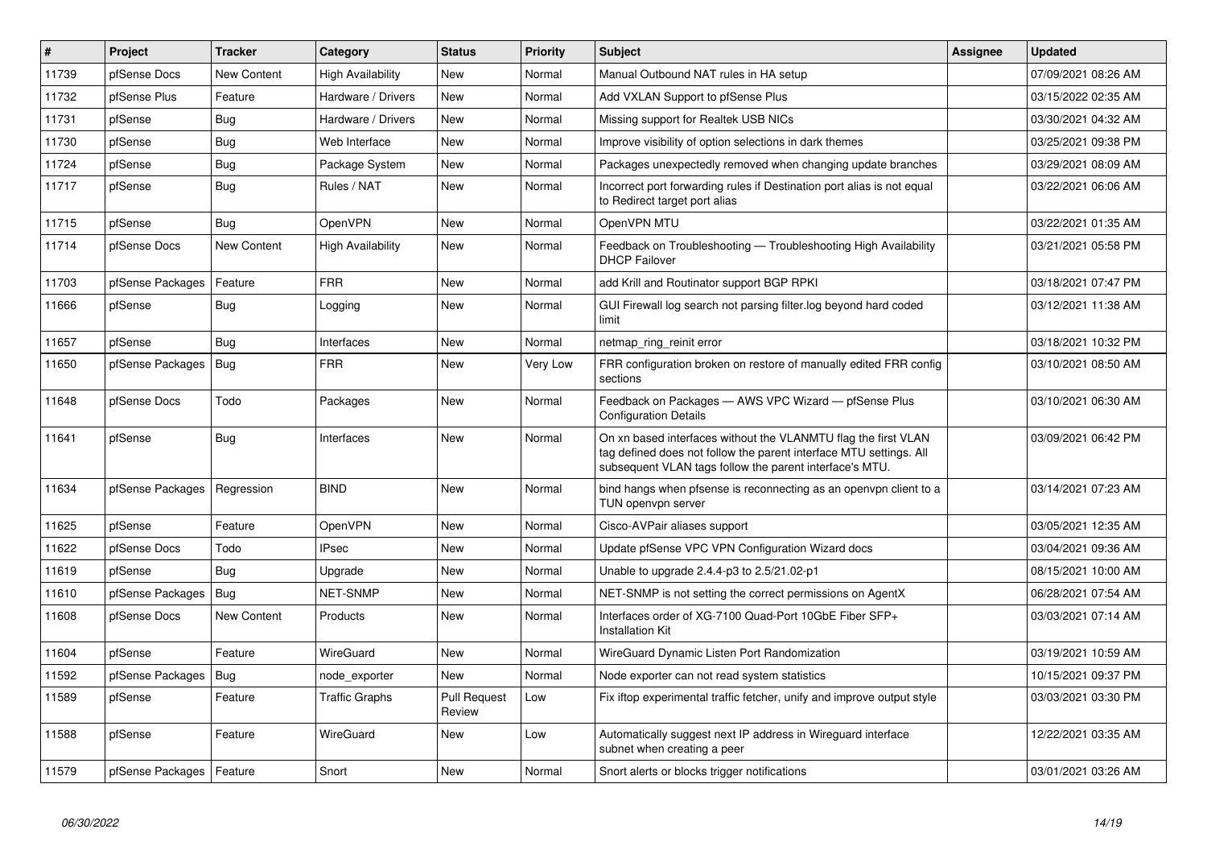| # | Project | Tracker | Category | Status | Priority | Subject | Assignee | Updated |
|---|---|---|---|---|---|---|---|---|
| 11739 | pfSense Docs | New Content | High Availability | New | Normal | Manual Outbound NAT rules in HA setup | | 07/09/2021 08:26 AM |
| 11732 | pfSense Plus | Feature | Hardware / Drivers | New | Normal | Add VXLAN Support to pfSense Plus | | 03/15/2022 02:35 AM |
| 11731 | pfSense | Bug | Hardware / Drivers | New | Normal | Missing support for Realtek USB NICs | | 03/30/2021 04:32 AM |
| 11730 | pfSense | Bug | Web Interface | New | Normal | Improve visibility of option selections in dark themes | | 03/25/2021 09:38 PM |
| 11724 | pfSense | Bug | Package System | New | Normal | Packages unexpectedly removed when changing update branches | | 03/29/2021 08:09 AM |
| 11717 | pfSense | Bug | Rules / NAT | New | Normal | Incorrect port forwarding rules if Destination port alias is not equal to Redirect target port alias | | 03/22/2021 06:06 AM |
| 11715 | pfSense | Bug | OpenVPN | New | Normal | OpenVPN MTU | | 03/22/2021 01:35 AM |
| 11714 | pfSense Docs | New Content | High Availability | New | Normal | Feedback on Troubleshooting — Troubleshooting High Availability DHCP Failover | | 03/21/2021 05:58 PM |
| 11703 | pfSense Packages | Feature | FRR | New | Normal | add Krill and Routinator support BGP RPKI | | 03/18/2021 07:47 PM |
| 11666 | pfSense | Bug | Logging | New | Normal | GUI Firewall log search not parsing filter.log beyond hard coded limit | | 03/12/2021 11:38 AM |
| 11657 | pfSense | Bug | Interfaces | New | Normal | netmap_ring_reinit error | | 03/18/2021 10:32 PM |
| 11650 | pfSense Packages | Bug | FRR | New | Very Low | FRR configuration broken on restore of manually edited FRR config sections | | 03/10/2021 08:50 AM |
| 11648 | pfSense Docs | Todo | Packages | New | Normal | Feedback on Packages — AWS VPC Wizard — pfSense Plus Configuration Details | | 03/10/2021 06:30 AM |
| 11641 | pfSense | Bug | Interfaces | New | Normal | On xn based interfaces without the VLANMTU flag the first VLAN tag defined does not follow the parent interface MTU settings. All subsequent VLAN tags follow the parent interface's MTU. | | 03/09/2021 06:42 PM |
| 11634 | pfSense Packages | Regression | BIND | New | Normal | bind hangs when pfsense is reconnecting as an openvpn client to a TUN openvpn server | | 03/14/2021 07:23 AM |
| 11625 | pfSense | Feature | OpenVPN | New | Normal | Cisco-AVPair aliases support | | 03/05/2021 12:35 AM |
| 11622 | pfSense Docs | Todo | IPsec | New | Normal | Update pfSense VPC VPN Configuration Wizard docs | | 03/04/2021 09:36 AM |
| 11619 | pfSense | Bug | Upgrade | New | Normal | Unable to upgrade 2.4.4-p3 to 2.5/21.02-p1 | | 08/15/2021 10:00 AM |
| 11610 | pfSense Packages | Bug | NET-SNMP | New | Normal | NET-SNMP is not setting the correct permissions on AgentX | | 06/28/2021 07:54 AM |
| 11608 | pfSense Docs | New Content | Products | New | Normal | Interfaces order of XG-7100 Quad-Port 10GbE Fiber SFP+ Installation Kit | | 03/03/2021 07:14 AM |
| 11604 | pfSense | Feature | WireGuard | New | Normal | WireGuard Dynamic Listen Port Randomization | | 03/19/2021 10:59 AM |
| 11592 | pfSense Packages | Bug | node_exporter | New | Normal | Node exporter can not read system statistics | | 10/15/2021 09:37 PM |
| 11589 | pfSense | Feature | Traffic Graphs | Pull Request Review | Low | Fix iftop experimental traffic fetcher, unify and improve output style | | 03/03/2021 03:30 PM |
| 11588 | pfSense | Feature | WireGuard | New | Low | Automatically suggest next IP address in Wireguard interface subnet when creating a peer | | 12/22/2021 03:35 AM |
| 11579 | pfSense Packages | Feature | Snort | New | Normal | Snort alerts or blocks trigger notifications | | 03/01/2021 03:26 AM |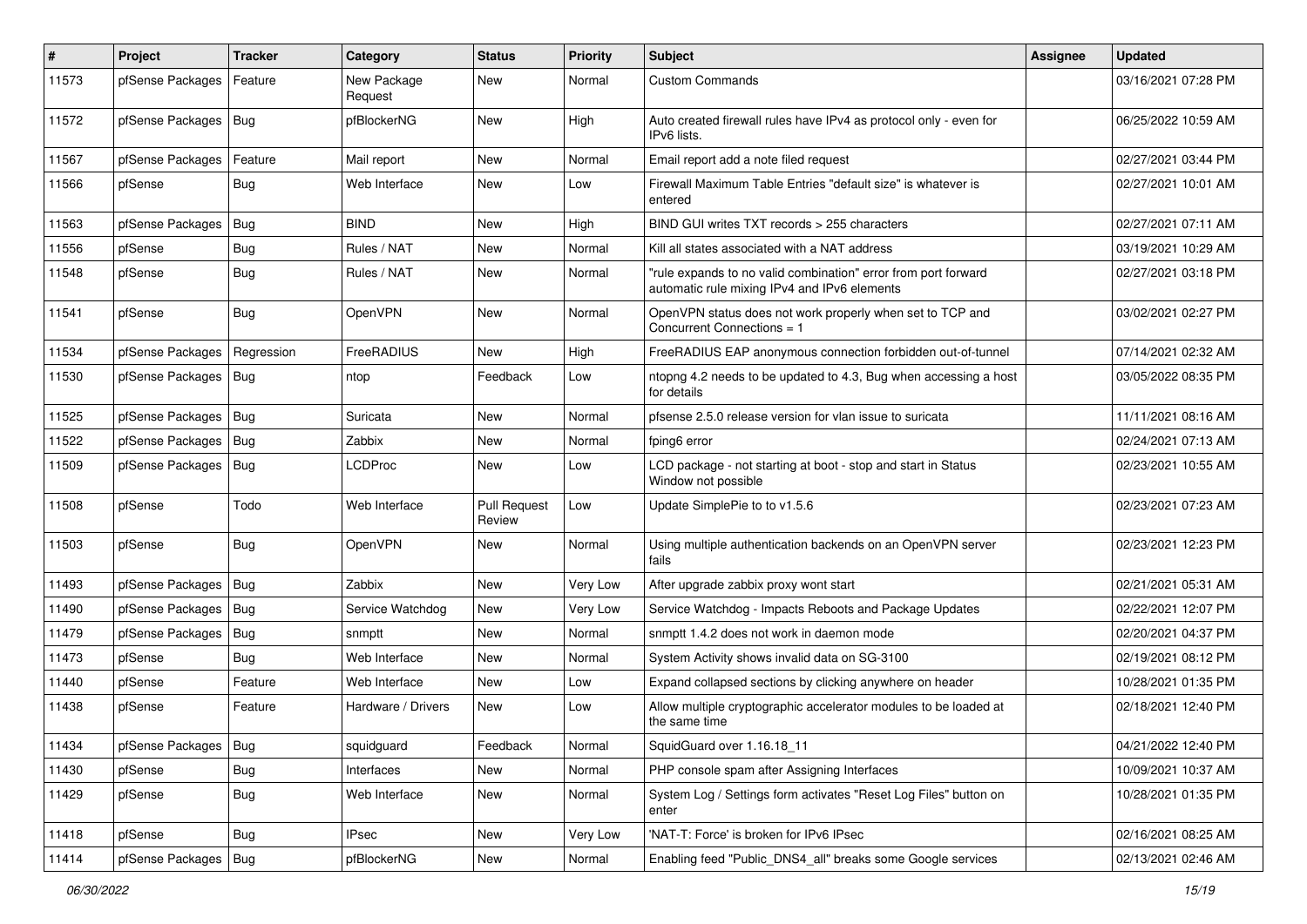| # | Project | Tracker | Category | Status | Priority | Subject | Assignee | Updated |
|---|---|---|---|---|---|---|---|---|
| 11573 | pfSense Packages | Feature | New Package Request | New | Normal | Custom Commands | | 03/16/2021 07:28 PM |
| 11572 | pfSense Packages | Bug | pfBlockerNG | New | High | Auto created firewall rules have IPv4 as protocol only - even for IPv6 lists. | | 06/25/2022 10:59 AM |
| 11567 | pfSense Packages | Feature | Mail report | New | Normal | Email report add a note filed request | | 02/27/2021 03:44 PM |
| 11566 | pfSense | Bug | Web Interface | New | Low | Firewall Maximum Table Entries "default size" is whatever is entered | | 02/27/2021 10:01 AM |
| 11563 | pfSense Packages | Bug | BIND | New | High | BIND GUI writes TXT records > 255 characters | | 02/27/2021 07:11 AM |
| 11556 | pfSense | Bug | Rules / NAT | New | Normal | Kill all states associated with a NAT address | | 03/19/2021 10:29 AM |
| 11548 | pfSense | Bug | Rules / NAT | New | Normal | "rule expands to no valid combination" error from port forward automatic rule mixing IPv4 and IPv6 elements | | 02/27/2021 03:18 PM |
| 11541 | pfSense | Bug | OpenVPN | New | Normal | OpenVPN status does not work properly when set to TCP and Concurrent Connections = 1 | | 03/02/2021 02:27 PM |
| 11534 | pfSense Packages | Regression | FreeRADIUS | New | High | FreeRADIUS EAP anonymous connection forbidden out-of-tunnel | | 07/14/2021 02:32 AM |
| 11530 | pfSense Packages | Bug | ntop | Feedback | Low | ntopng 4.2 needs to be updated to 4.3, Bug when accessing a host for details | | 03/05/2022 08:35 PM |
| 11525 | pfSense Packages | Bug | Suricata | New | Normal | pfsense 2.5.0 release version for vlan issue to suricata | | 11/11/2021 08:16 AM |
| 11522 | pfSense Packages | Bug | Zabbix | New | Normal | fping6 error | | 02/24/2021 07:13 AM |
| 11509 | pfSense Packages | Bug | LCDProc | New | Low | LCD package - not starting at boot - stop and start in Status Window not possible | | 02/23/2021 10:55 AM |
| 11508 | pfSense | Todo | Web Interface | Pull Request Review | Low | Update SimplePie to to v1.5.6 | | 02/23/2021 07:23 AM |
| 11503 | pfSense | Bug | OpenVPN | New | Normal | Using multiple authentication backends on an OpenVPN server fails | | 02/23/2021 12:23 PM |
| 11493 | pfSense Packages | Bug | Zabbix | New | Very Low | After upgrade zabbix proxy wont start | | 02/21/2021 05:31 AM |
| 11490 | pfSense Packages | Bug | Service Watchdog | New | Very Low | Service Watchdog - Impacts Reboots and Package Updates | | 02/22/2021 12:07 PM |
| 11479 | pfSense Packages | Bug | snmptt | New | Normal | snmptt 1.4.2 does not work in daemon mode | | 02/20/2021 04:37 PM |
| 11473 | pfSense | Bug | Web Interface | New | Normal | System Activity shows invalid data on SG-3100 | | 02/19/2021 08:12 PM |
| 11440 | pfSense | Feature | Web Interface | New | Low | Expand collapsed sections by clicking anywhere on header | | 10/28/2021 01:35 PM |
| 11438 | pfSense | Feature | Hardware / Drivers | New | Low | Allow multiple cryptographic accelerator modules to be loaded at the same time | | 02/18/2021 12:40 PM |
| 11434 | pfSense Packages | Bug | squidguard | Feedback | Normal | SquidGuard over 1.16.18_11 | | 04/21/2022 12:40 PM |
| 11430 | pfSense | Bug | Interfaces | New | Normal | PHP console spam after Assigning Interfaces | | 10/09/2021 10:37 AM |
| 11429 | pfSense | Bug | Web Interface | New | Normal | System Log / Settings form activates "Reset Log Files" button on enter | | 10/28/2021 01:35 PM |
| 11418 | pfSense | Bug | IPsec | New | Very Low | 'NAT-T: Force' is broken for IPv6 IPsec | | 02/16/2021 08:25 AM |
| 11414 | pfSense Packages | Bug | pfBlockerNG | New | Normal | Enabling feed "Public_DNS4_all" breaks some Google services | | 02/13/2021 02:46 AM |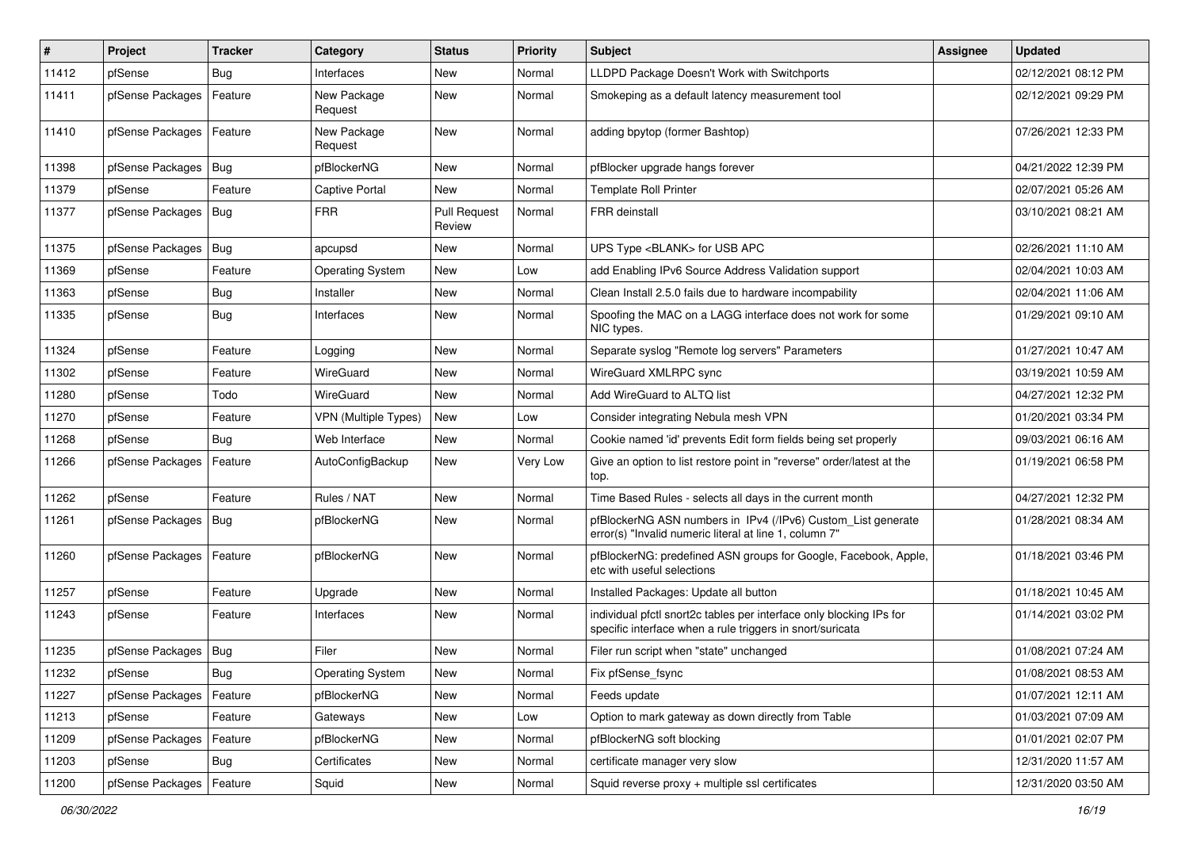| # | Project | Tracker | Category | Status | Priority | Subject | Assignee | Updated |
|---|---|---|---|---|---|---|---|---|
| 11412 | pfSense | Bug | Interfaces | New | Normal | LLDPD Package Doesn't Work with Switchports | | 02/12/2021 08:12 PM |
| 11411 | pfSense Packages | Feature | New Package Request | New | Normal | Smokeping as a default latency measurement tool | | 02/12/2021 09:29 PM |
| 11410 | pfSense Packages | Feature | New Package Request | New | Normal | adding bpytop (former Bashtop) | | 07/26/2021 12:33 PM |
| 11398 | pfSense Packages | Bug | pfBlockerNG | New | Normal | pfBlocker upgrade hangs forever | | 04/21/2022 12:39 PM |
| 11379 | pfSense | Feature | Captive Portal | New | Normal | Template Roll Printer | | 02/07/2021 05:26 AM |
| 11377 | pfSense Packages | Bug | FRR | Pull Request Review | Normal | FRR deinstall | | 03/10/2021 08:21 AM |
| 11375 | pfSense Packages | Bug | apcupsd | New | Normal | UPS Type <BLANK> for USB APC | | 02/26/2021 11:10 AM |
| 11369 | pfSense | Feature | Operating System | New | Low | add Enabling IPv6 Source Address Validation support | | 02/04/2021 10:03 AM |
| 11363 | pfSense | Bug | Installer | New | Normal | Clean Install 2.5.0 fails due to hardware incompability | | 02/04/2021 11:06 AM |
| 11335 | pfSense | Bug | Interfaces | New | Normal | Spoofing the MAC on a LAGG interface does not work for some NIC types. | | 01/29/2021 09:10 AM |
| 11324 | pfSense | Feature | Logging | New | Normal | Separate syslog "Remote log servers" Parameters | | 01/27/2021 10:47 AM |
| 11302 | pfSense | Feature | WireGuard | New | Normal | WireGuard XMLRPC sync | | 03/19/2021 10:59 AM |
| 11280 | pfSense | Todo | WireGuard | New | Normal | Add WireGuard to ALTQ list | | 04/27/2021 12:32 PM |
| 11270 | pfSense | Feature | VPN (Multiple Types) | New | Low | Consider integrating Nebula mesh VPN | | 01/20/2021 03:34 PM |
| 11268 | pfSense | Bug | Web Interface | New | Normal | Cookie named 'id' prevents Edit form fields being set properly | | 09/03/2021 06:16 AM |
| 11266 | pfSense Packages | Feature | AutoConfigBackup | New | Very Low | Give an option to list restore point in "reverse" order/latest at the top. | | 01/19/2021 06:58 PM |
| 11262 | pfSense | Feature | Rules / NAT | New | Normal | Time Based Rules - selects all days in the current month | | 04/27/2021 12:32 PM |
| 11261 | pfSense Packages | Bug | pfBlockerNG | New | Normal | pfBlockerNG ASN numbers in IPv4 (/IPv6) Custom_List generate error(s) "Invalid numeric literal at line 1, column 7" | | 01/28/2021 08:34 AM |
| 11260 | pfSense Packages | Feature | pfBlockerNG | New | Normal | pfBlockerNG: predefined ASN groups for Google, Facebook, Apple, etc with useful selections | | 01/18/2021 03:46 PM |
| 11257 | pfSense | Feature | Upgrade | New | Normal | Installed Packages: Update all button | | 01/18/2021 10:45 AM |
| 11243 | pfSense | Feature | Interfaces | New | Normal | individual pfctl snort2c tables per interface only blocking IPs for specific interface when a rule triggers in snort/suricata | | 01/14/2021 03:02 PM |
| 11235 | pfSense Packages | Bug | Filer | New | Normal | Filer run script when "state" unchanged | | 01/08/2021 07:24 AM |
| 11232 | pfSense | Bug | Operating System | New | Normal | Fix pfSense_fsync | | 01/08/2021 08:53 AM |
| 11227 | pfSense Packages | Feature | pfBlockerNG | New | Normal | Feeds update | | 01/07/2021 12:11 AM |
| 11213 | pfSense | Feature | Gateways | New | Low | Option to mark gateway as down directly from Table | | 01/03/2021 07:09 AM |
| 11209 | pfSense Packages | Feature | pfBlockerNG | New | Normal | pfBlockerNG soft blocking | | 01/01/2021 02:07 PM |
| 11203 | pfSense | Bug | Certificates | New | Normal | certificate manager very slow | | 12/31/2020 11:57 AM |
| 11200 | pfSense Packages | Feature | Squid | New | Normal | Squid reverse proxy + multiple ssl certificates | | 12/31/2020 03:50 AM |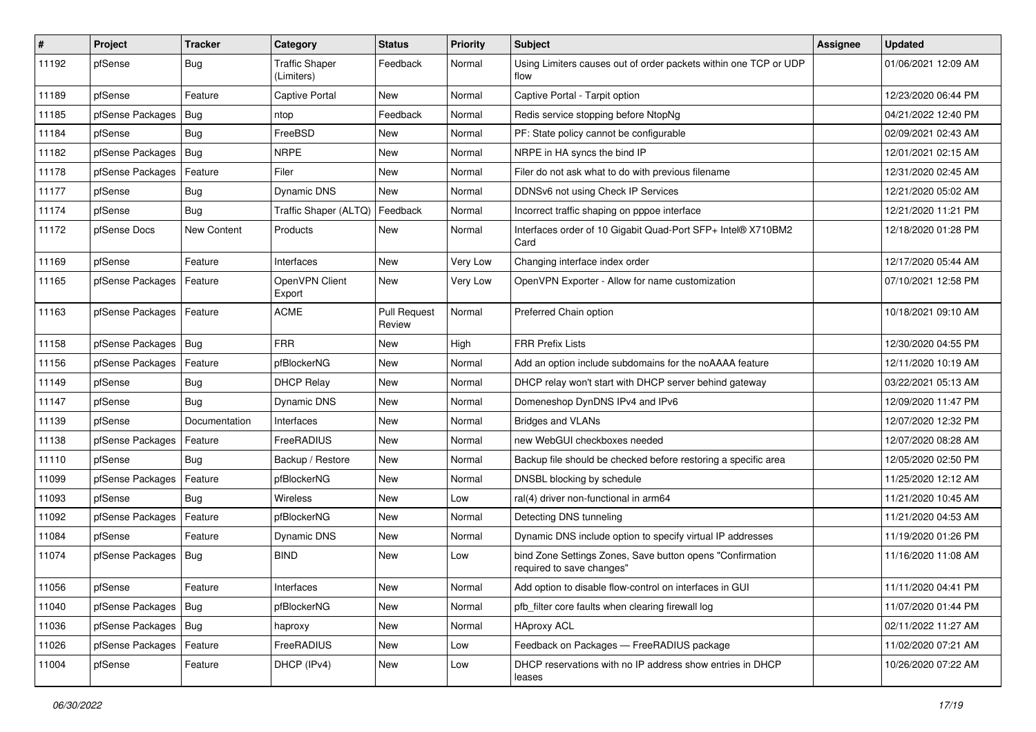| # | Project | Tracker | Category | Status | Priority | Subject | Assignee | Updated |
|---|---|---|---|---|---|---|---|---|
| 11192 | pfSense | Bug | Traffic Shaper (Limiters) | Feedback | Normal | Using Limiters causes out of order packets within one TCP or UDP flow | | 01/06/2021 12:09 AM |
| 11189 | pfSense | Feature | Captive Portal | New | Normal | Captive Portal - Tarpit option | | 12/23/2020 06:44 PM |
| 11185 | pfSense Packages | Bug | ntop | Feedback | Normal | Redis service stopping before NtopNg | | 04/21/2022 12:40 PM |
| 11184 | pfSense | Bug | FreeBSD | New | Normal | PF: State policy cannot be configurable | | 02/09/2021 02:43 AM |
| 11182 | pfSense Packages | Bug | NRPE | New | Normal | NRPE in HA syncs the bind IP | | 12/01/2021 02:15 AM |
| 11178 | pfSense Packages | Feature | Filer | New | Normal | Filer do not ask what to do with previous filename | | 12/31/2020 02:45 AM |
| 11177 | pfSense | Bug | Dynamic DNS | New | Normal | DDNSv6 not using Check IP Services | | 12/21/2020 05:02 AM |
| 11174 | pfSense | Bug | Traffic Shaper (ALTQ) | Feedback | Normal | Incorrect traffic shaping on pppoe interface | | 12/21/2020 11:21 PM |
| 11172 | pfSense Docs | New Content | Products | New | Normal | Interfaces order of 10 Gigabit Quad-Port SFP+ Intel® X710BM2 Card | | 12/18/2020 01:28 PM |
| 11169 | pfSense | Feature | Interfaces | New | Very Low | Changing interface index order | | 12/17/2020 05:44 AM |
| 11165 | pfSense Packages | Feature | OpenVPN Client Export | New | Very Low | OpenVPN Exporter - Allow for name customization | | 07/10/2021 12:58 PM |
| 11163 | pfSense Packages | Feature | ACME | Pull Request Review | Normal | Preferred Chain option | | 10/18/2021 09:10 AM |
| 11158 | pfSense Packages | Bug | FRR | New | High | FRR Prefix Lists | | 12/30/2020 04:55 PM |
| 11156 | pfSense Packages | Feature | pfBlockerNG | New | Normal | Add an option include subdomains for the noAAAA feature | | 12/11/2020 10:19 AM |
| 11149 | pfSense | Bug | DHCP Relay | New | Normal | DHCP relay won't start with DHCP server behind gateway | | 03/22/2021 05:13 AM |
| 11147 | pfSense | Bug | Dynamic DNS | New | Normal | Domeneshop DynDNS IPv4 and IPv6 | | 12/09/2020 11:47 PM |
| 11139 | pfSense | Documentation | Interfaces | New | Normal | Bridges and VLANs | | 12/07/2020 12:32 PM |
| 11138 | pfSense Packages | Feature | FreeRADIUS | New | Normal | new WebGUI checkboxes needed | | 12/07/2020 08:28 AM |
| 11110 | pfSense | Bug | Backup / Restore | New | Normal | Backup file should be checked before restoring a specific area | | 12/05/2020 02:50 PM |
| 11099 | pfSense Packages | Feature | pfBlockerNG | New | Normal | DNSBL blocking by schedule | | 11/25/2020 12:12 AM |
| 11093 | pfSense | Bug | Wireless | New | Low | ral(4) driver non-functional in arm64 | | 11/21/2020 10:45 AM |
| 11092 | pfSense Packages | Feature | pfBlockerNG | New | Normal | Detecting DNS tunneling | | 11/21/2020 04:53 AM |
| 11084 | pfSense | Feature | Dynamic DNS | New | Normal | Dynamic DNS include option to specify virtual IP addresses | | 11/19/2020 01:26 PM |
| 11074 | pfSense Packages | Bug | BIND | New | Low | bind Zone Settings Zones, Save button opens "Confirmation required to save changes" | | 11/16/2020 11:08 AM |
| 11056 | pfSense | Feature | Interfaces | New | Normal | Add option to disable flow-control on interfaces in GUI | | 11/11/2020 04:41 PM |
| 11040 | pfSense Packages | Bug | pfBlockerNG | New | Normal | pfb_filter core faults when clearing firewall log | | 11/07/2020 01:44 PM |
| 11036 | pfSense Packages | Bug | haproxy | New | Normal | HAproxy ACL | | 02/11/2022 11:27 AM |
| 11026 | pfSense Packages | Feature | FreeRADIUS | New | Low | Feedback on Packages — FreeRADIUS package | | 11/02/2020 07:21 AM |
| 11004 | pfSense | Feature | DHCP (IPv4) | New | Low | DHCP reservations with no IP address show entries in DHCP leases | | 10/26/2020 07:22 AM |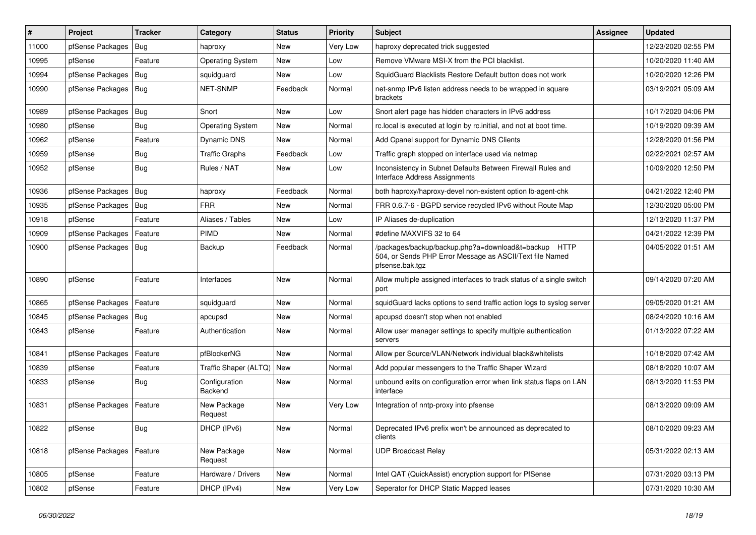| # | Project | Tracker | Category | Status | Priority | Subject | Assignee | Updated |
|---|---|---|---|---|---|---|---|---|
| 11000 | pfSense Packages | Bug | haproxy | New | Very Low | haproxy deprecated trick suggested | | 12/23/2020 02:55 PM |
| 10995 | pfSense | Feature | Operating System | New | Low | Remove VMware MSI-X from the PCI blacklist. | | 10/20/2020 11:40 AM |
| 10994 | pfSense Packages | Bug | squidguard | New | Low | SquidGuard Blacklists Restore Default button does not work | | 10/20/2020 12:26 PM |
| 10990 | pfSense Packages | Bug | NET-SNMP | Feedback | Normal | net-snmp IPv6 listen address needs to be wrapped in square brackets | | 03/19/2021 05:09 AM |
| 10989 | pfSense Packages | Bug | Snort | New | Low | Snort alert page has hidden characters in IPv6 address | | 10/17/2020 04:06 PM |
| 10980 | pfSense | Bug | Operating System | New | Normal | rc.local is executed at login by rc.initial, and not at boot time. | | 10/19/2020 09:39 AM |
| 10962 | pfSense | Feature | Dynamic DNS | New | Normal | Add Cpanel support for Dynamic DNS Clients | | 12/28/2020 01:56 PM |
| 10959 | pfSense | Bug | Traffic Graphs | Feedback | Low | Traffic graph stopped on interface used via netmap | | 02/22/2021 02:57 AM |
| 10952 | pfSense | Bug | Rules / NAT | New | Low | Inconsistency in Subnet Defaults Between Firewall Rules and Interface Address Assignments | | 10/09/2020 12:50 PM |
| 10936 | pfSense Packages | Bug | haproxy | Feedback | Normal | both haproxy/haproxy-devel non-existent option lb-agent-chk | | 04/21/2022 12:40 PM |
| 10935 | pfSense Packages | Bug | FRR | New | Normal | FRR 0.6.7-6 - BGPD service recycled IPv6 without Route Map | | 12/30/2020 05:00 PM |
| 10918 | pfSense | Feature | Aliases / Tables | New | Low | IP Aliases de-duplication | | 12/13/2020 11:37 PM |
| 10909 | pfSense Packages | Feature | PIMD | New | Normal | #define MAXVIFS 32 to 64 | | 04/21/2022 12:39 PM |
| 10900 | pfSense Packages | Bug | Backup | Feedback | Normal | /packages/backup/backup.php?a=download&t=backup HTTP 504, or Sends PHP Error Message as ASCII/Text file Named pfsense.bak.tgz | | 04/05/2022 01:51 AM |
| 10890 | pfSense | Feature | Interfaces | New | Normal | Allow multiple assigned interfaces to track status of a single switch port | | 09/14/2020 07:20 AM |
| 10865 | pfSense Packages | Feature | squidguard | New | Normal | squidGuard lacks options to send traffic action logs to syslog server | | 09/05/2020 01:21 AM |
| 10845 | pfSense Packages | Bug | apcupsd | New | Normal | apcupsd doesn't stop when not enabled | | 08/24/2020 10:16 AM |
| 10843 | pfSense | Feature | Authentication | New | Normal | Allow user manager settings to specify multiple authentication servers | | 01/13/2022 07:22 AM |
| 10841 | pfSense Packages | Feature | pfBlockerNG | New | Normal | Allow per Source/VLAN/Network individual black&whitelists | | 10/18/2020 07:42 AM |
| 10839 | pfSense | Feature | Traffic Shaper (ALTQ) | New | Normal | Add popular messengers to the Traffic Shaper Wizard | | 08/18/2020 10:07 AM |
| 10833 | pfSense | Bug | Configuration Backend | New | Normal | unbound exits on configuration error when link status flaps on LAN interface | | 08/13/2020 11:53 PM |
| 10831 | pfSense Packages | Feature | New Package Request | New | Very Low | Integration of nntp-proxy into pfsense | | 08/13/2020 09:09 AM |
| 10822 | pfSense | Bug | DHCP (IPv6) | New | Normal | Deprecated IPv6 prefix won't be announced as deprecated to clients | | 08/10/2020 09:23 AM |
| 10818 | pfSense Packages | Feature | New Package Request | New | Normal | UDP Broadcast Relay | | 05/31/2022 02:13 AM |
| 10805 | pfSense | Feature | Hardware / Drivers | New | Normal | Intel QAT (QuickAssist) encryption support for PfSense | | 07/31/2020 03:13 PM |
| 10802 | pfSense | Feature | DHCP (IPv4) | New | Very Low | Seperator for DHCP Static Mapped leases | | 07/31/2020 10:30 AM |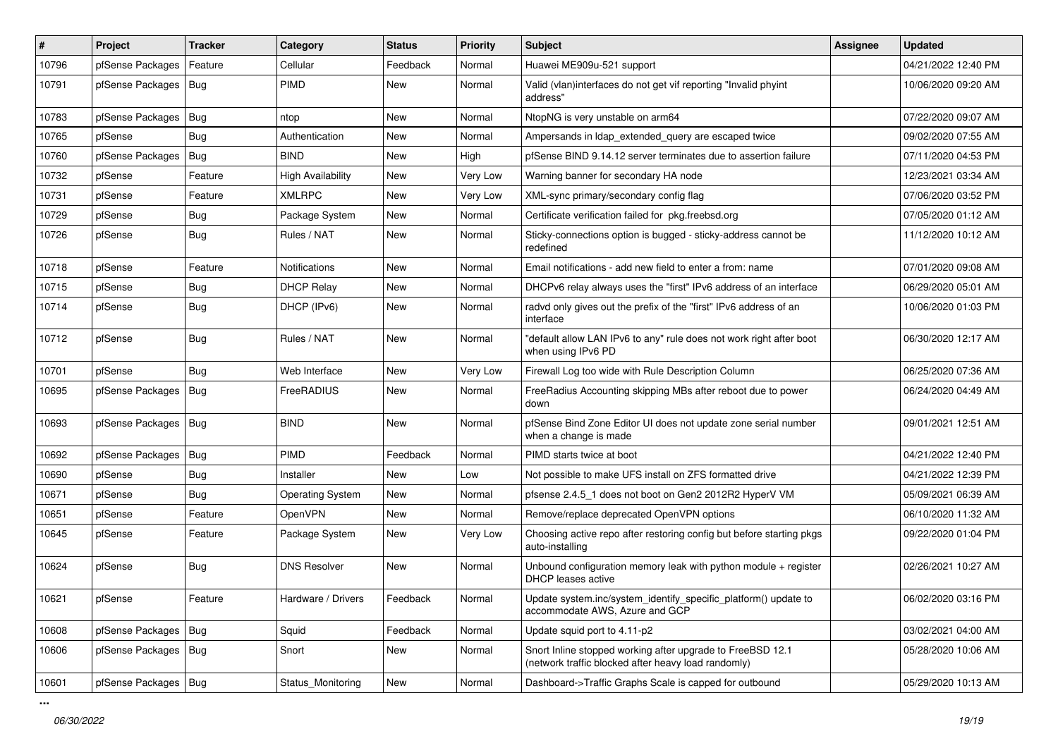| # | Project | Tracker | Category | Status | Priority | Subject | Assignee | Updated |
|---|---|---|---|---|---|---|---|---|
| 10796 | pfSense Packages | Feature | Cellular | Feedback | Normal | Huawei ME909u-521 support | | 04/21/2022 12:40 PM |
| 10791 | pfSense Packages | Bug | PIMD | New | Normal | Valid (vlan)interfaces do not get vif reporting "Invalid phyint address" | | 10/06/2020 09:20 AM |
| 10783 | pfSense Packages | Bug | ntop | New | Normal | NtopNG is very unstable on arm64 | | 07/22/2020 09:07 AM |
| 10765 | pfSense | Bug | Authentication | New | Normal | Ampersands in ldap_extended_query are escaped twice | | 09/02/2020 07:55 AM |
| 10760 | pfSense Packages | Bug | BIND | New | High | pfSense BIND 9.14.12 server terminates due to assertion failure | | 07/11/2020 04:53 PM |
| 10732 | pfSense | Feature | High Availability | New | Very Low | Warning banner for secondary HA node | | 12/23/2021 03:34 AM |
| 10731 | pfSense | Feature | XMLRPC | New | Very Low | XML-sync primary/secondary config flag | | 07/06/2020 03:52 PM |
| 10729 | pfSense | Bug | Package System | New | Normal | Certificate verification failed for pkg.freebsd.org | | 07/05/2020 01:12 AM |
| 10726 | pfSense | Bug | Rules / NAT | New | Normal | Sticky-connections option is bugged - sticky-address cannot be redefined | | 11/12/2020 10:12 AM |
| 10718 | pfSense | Feature | Notifications | New | Normal | Email notifications - add new field to enter a from: name | | 07/01/2020 09:08 AM |
| 10715 | pfSense | Bug | DHCP Relay | New | Normal | DHCPv6 relay always uses the "first" IPv6 address of an interface | | 06/29/2020 05:01 AM |
| 10714 | pfSense | Bug | DHCP (IPv6) | New | Normal | radvd only gives out the prefix of the "first" IPv6 address of an interface | | 10/06/2020 01:03 PM |
| 10712 | pfSense | Bug | Rules / NAT | New | Normal | "default allow LAN IPv6 to any" rule does not work right after boot when using IPv6 PD | | 06/30/2020 12:17 AM |
| 10701 | pfSense | Bug | Web Interface | New | Very Low | Firewall Log too wide with Rule Description Column | | 06/25/2020 07:36 AM |
| 10695 | pfSense Packages | Bug | FreeRADIUS | New | Normal | FreeRadius Accounting skipping MBs after reboot due to power down | | 06/24/2020 04:49 AM |
| 10693 | pfSense Packages | Bug | BIND | New | Normal | pfSense Bind Zone Editor UI does not update zone serial number when a change is made | | 09/01/2021 12:51 AM |
| 10692 | pfSense Packages | Bug | PIMD | Feedback | Normal | PIMD starts twice at boot | | 04/21/2022 12:40 PM |
| 10690 | pfSense | Bug | Installer | New | Low | Not possible to make UFS install on ZFS formatted drive | | 04/21/2022 12:39 PM |
| 10671 | pfSense | Bug | Operating System | New | Normal | pfsense 2.4.5_1 does not boot on Gen2 2012R2 HyperV VM | | 05/09/2021 06:39 AM |
| 10651 | pfSense | Feature | OpenVPN | New | Normal | Remove/replace deprecated OpenVPN options | | 06/10/2020 11:32 AM |
| 10645 | pfSense | Feature | Package System | New | Very Low | Choosing active repo after restoring config but before starting pkgs auto-installing | | 09/22/2020 01:04 PM |
| 10624 | pfSense | Bug | DNS Resolver | New | Normal | Unbound configuration memory leak with python module + register DHCP leases active | | 02/26/2021 10:27 AM |
| 10621 | pfSense | Feature | Hardware / Drivers | Feedback | Normal | Update system.inc/system_identify_specific_platform() update to accommodate AWS, Azure and GCP | | 06/02/2020 03:16 PM |
| 10608 | pfSense Packages | Bug | Squid | Feedback | Normal | Update squid port to 4.11-p2 | | 03/02/2021 04:00 AM |
| 10606 | pfSense Packages | Bug | Snort | New | Normal | Snort Inline stopped working after upgrade to FreeBSD 12.1 (network traffic blocked after heavy load randomly) | | 05/28/2020 10:06 AM |
| 10601 | pfSense Packages | Bug | Status_Monitoring | New | Normal | Dashboard->Traffic Graphs Scale is capped for outbound | | 05/29/2020 10:13 AM |

...